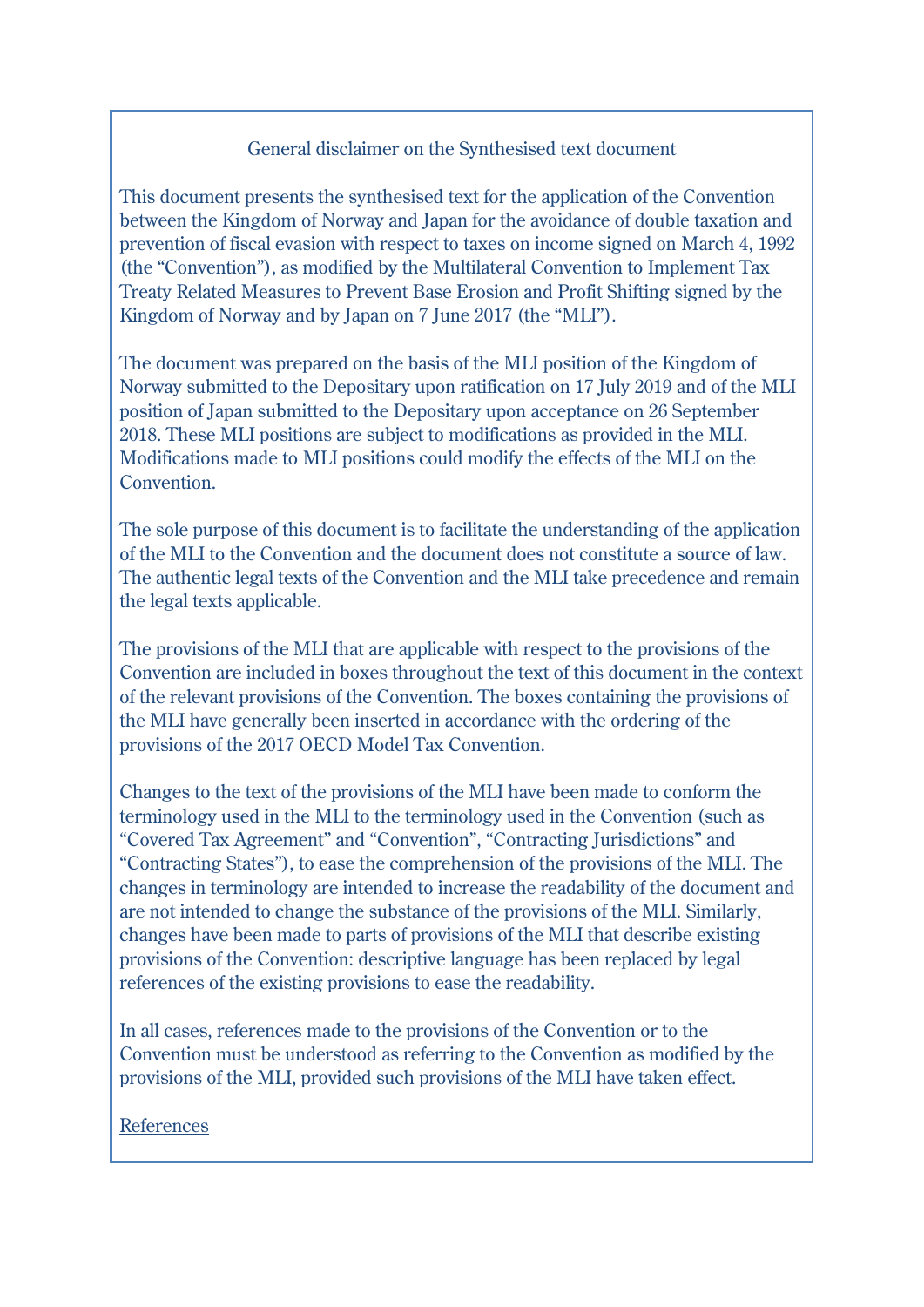General disclaimer on the Synthesised text document

This document presents the synthesised text for the application of the Convention between the Kingdom of Norway and Japan for the avoidance of double taxation and prevention of fiscal evasion with respect to taxes on income signed on March 4, 1992 (the "Convention"), as modified by the Multilateral Convention to Implement Tax Treaty Related Measures to Prevent Base Erosion and Profit Shifting signed by the Kingdom of Norway and by Japan on 7 June 2017 (the "MLI").

The document was prepared on the basis of the MLI position of the Kingdom of Norway submitted to the Depositary upon ratification on 17 July 2019 and of the MLI position of Japan submitted to the Depositary upon acceptance on 26 September 2018. These MLI positions are subject to modifications as provided in the MLI. Modifications made to MLI positions could modify the effects of the MLI on the Convention.

The sole purpose of this document is to facilitate the understanding of the application of the MLI to the Convention and the document does not constitute a source of law. The authentic legal texts of the Convention and the MLI take precedence and remain the legal texts applicable.

The provisions of the MLI that are applicable with respect to the provisions of the Convention are included in boxes throughout the text of this document in the context of the relevant provisions of the Convention. The boxes containing the provisions of the MLI have generally been inserted in accordance with the ordering of the provisions of the 2017 OECD Model Tax Convention.

Changes to the text of the provisions of the MLI have been made to conform the terminology used in the MLI to the terminology used in the Convention (such as "Covered Tax Agreement" and "Convention", "Contracting Jurisdictions" and "Contracting States"), to ease the comprehension of the provisions of the MLI. The changes in terminology are intended to increase the readability of the document and are not intended to change the substance of the provisions of the MLI. Similarly, changes have been made to parts of provisions of the MLI that describe existing provisions of the Convention: descriptive language has been replaced by legal references of the existing provisions to ease the readability.

In all cases, references made to the provisions of the Convention or to the Convention must be understood as referring to the Convention as modified by the provisions of the MLI, provided such provisions of the MLI have taken effect.

References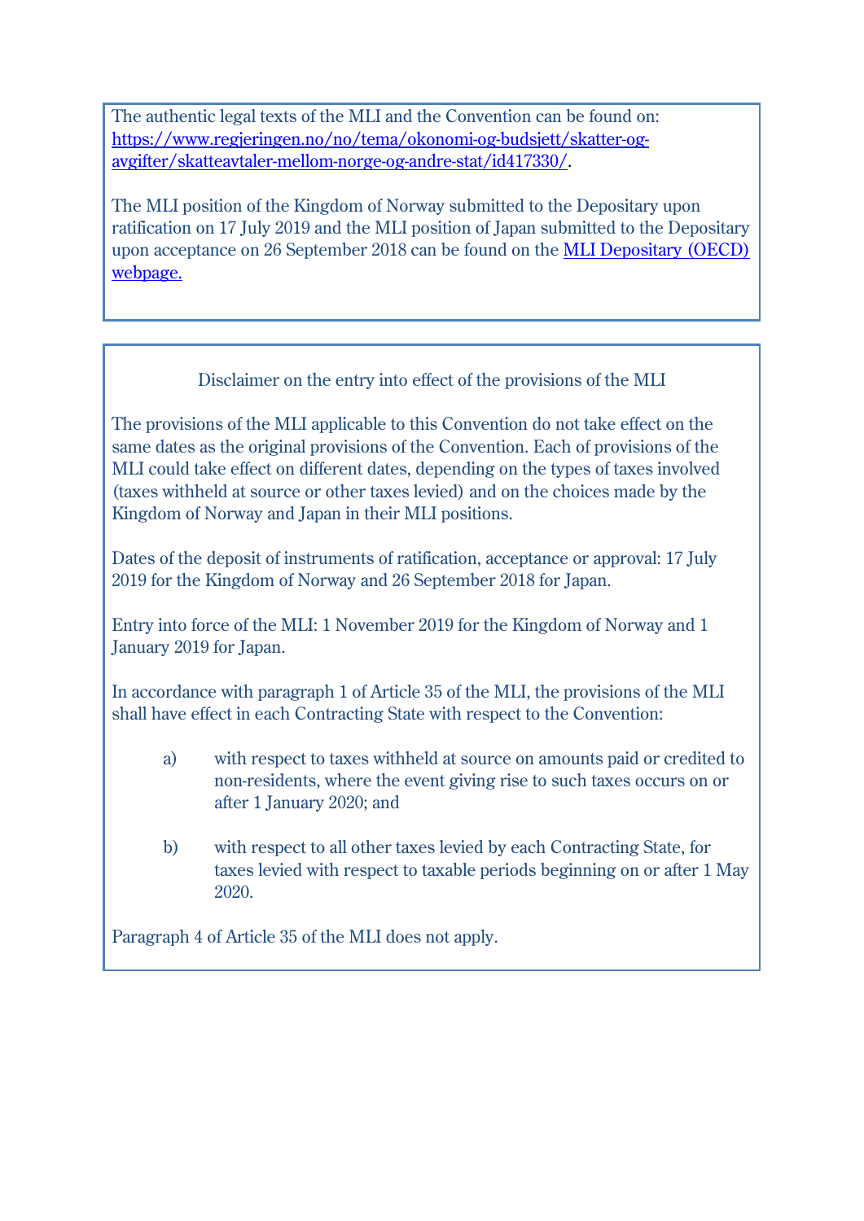The authentic legal texts of the MLI and the Convention can be found on: [https://www.regjeringen.no/no/tema/okonomi-og-budsjett/skatter-og-avgifter/skatteavtaler-mellom-norge-og-andre-stat/id417330/](https://www.regjeringen.no/no/tema/okonomi-og-budsjett/skatter-og-avgifter/skatteavtaler-mellom-norge-og-andre-stat/id417330/).

The MLI position of the Kingdom of Norway submitted to the Depositary upon ratification on 17 July 2019 and the MLI position of Japan submitted to the Depositary upon acceptance on 26 September 2018 can be found on the MLI Depositary (OECD) webpage.

### Disclaimer on the entry into effect of the provisions of the MLI

The provisions of the MLI applicable to this Convention do not take effect on the same dates as the original provisions of the Convention. Each of provisions of the MLI could take effect on different dates, depending on the types of taxes involved (taxes withheld at source or other taxes levied) and on the choices made by the Kingdom of Norway and Japan in their MLI positions.

Dates of the deposit of instruments of ratification, acceptance or approval: 17 July 2019 for the Kingdom of Norway and 26 September 2018 for Japan.

Entry into force of the MLI: 1 November 2019 for the Kingdom of Norway and 1 January 2019 for Japan.

In accordance with paragraph 1 of Article 35 of the MLI, the provisions of the MLI shall have effect in each Contracting State with respect to the Convention:

a) with respect to taxes withheld at source on amounts paid or credited to non-residents, where the event giving rise to such taxes occurs on or after 1 January 2020; and

b) with respect to all other taxes levied by each Contracting State, for taxes levied with respect to taxable periods beginning on or after 1 May 2020.

Paragraph 4 of Article 35 of the MLI does not apply.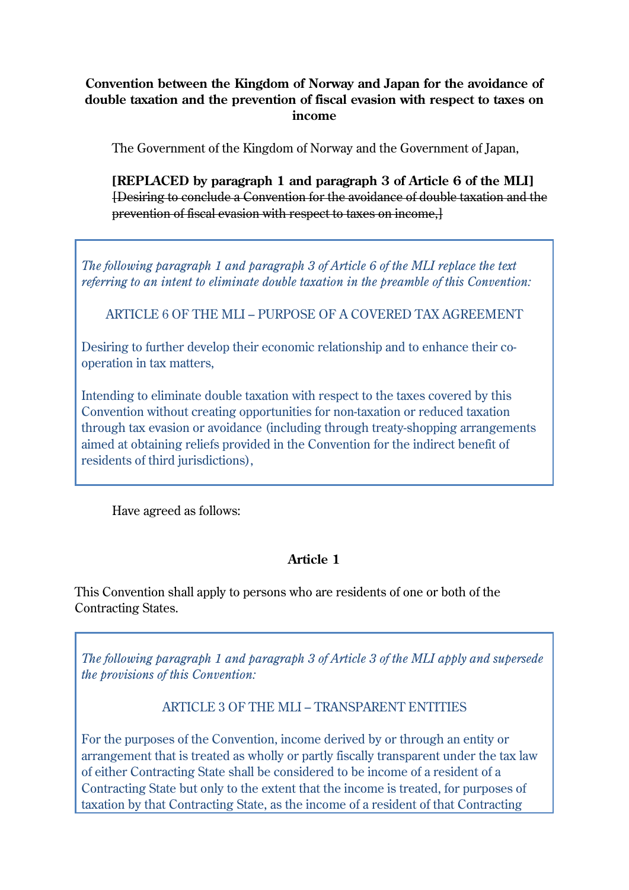**Convention between the Kingdom of Norway and Japan for the avoidance of double taxation and the prevention of fiscal evasion with respect to taxes on income**

The Government of the Kingdom of Norway and the Government of Japan,

**[REPLACED by paragraph 1 and paragraph 3 of Article 6 of the MLI]** ~~[Desiring to conclude a Convention for the avoidance of double taxation and the prevention of fiscal evasion with respect to taxes on income,]~~

> *The following paragraph 1 and paragraph 3 of Article 6 of the MLI replace the text referring to an intent to eliminate double taxation in the preamble of this Convention:*
>
> ARTICLE 6 OF THE MLI – PURPOSE OF A COVERED TAX AGREEMENT
>
> Desiring to further develop their economic relationship and to enhance their co-operation in tax matters,
>
> Intending to eliminate double taxation with respect to the taxes covered by this Convention without creating opportunities for non-taxation or reduced taxation through tax evasion or avoidance (including through treaty-shopping arrangements aimed at obtaining reliefs provided in the Convention for the indirect benefit of residents of third jurisdictions),

Have agreed as follows:

**Article 1**

This Convention shall apply to persons who are residents of one or both of the Contracting States.

> *The following paragraph 1 and paragraph 3 of Article 3 of the MLI apply and supersede the provisions of this Convention:*
>
> ARTICLE 3 OF THE MLI – TRANSPARENT ENTITIES
>
> For the purposes of the Convention, income derived by or through an entity or arrangement that is treated as wholly or partly fiscally transparent under the tax law of either Contracting State shall be considered to be income of a resident of a Contracting State but only to the extent that the income is treated, for purposes of taxation by that Contracting State, as the income of a resident of that Contracting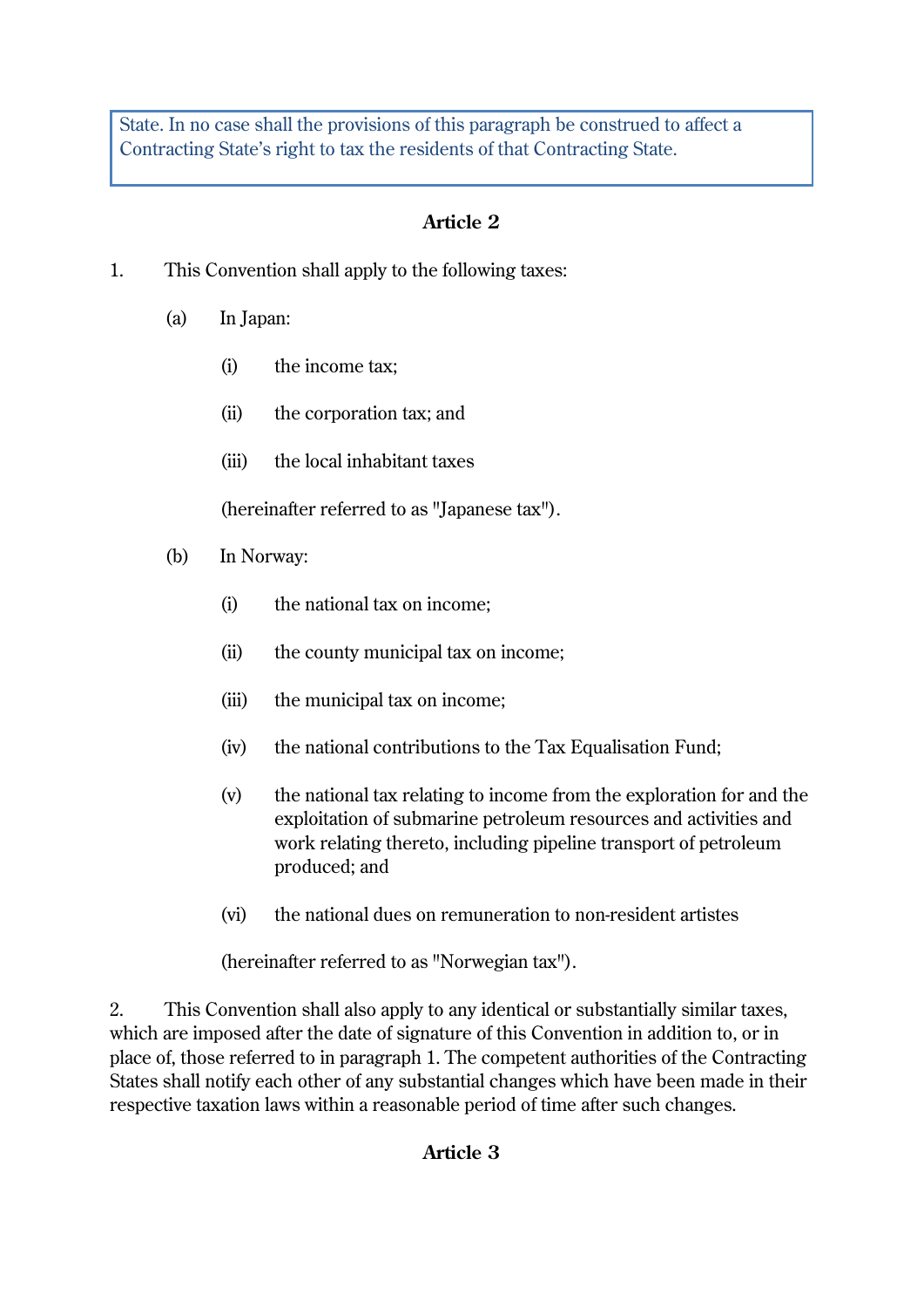State. In no case shall the provisions of this paragraph be construed to affect a Contracting State's right to tax the residents of that Contracting State.

**Article 2**

1. This Convention shall apply to the following taxes:

   (a) In Japan:

      (i) the income tax;

      (ii) the corporation tax; and

      (iii) the local inhabitant taxes

      (hereinafter referred to as "Japanese tax").

   (b) In Norway:

      (i) the national tax on income;

      (ii) the county municipal tax on income;

      (iii) the municipal tax on income;

      (iv) the national contributions to the Tax Equalisation Fund;

      (v) the national tax relating to income from the exploration for and the exploitation of submarine petroleum resources and activities and work relating thereto, including pipeline transport of petroleum produced; and

      (vi) the national dues on remuneration to non-resident artistes

      (hereinafter referred to as "Norwegian tax").

2. This Convention shall also apply to any identical or substantially similar taxes, which are imposed after the date of signature of this Convention in addition to, or in place of, those referred to in paragraph 1. The competent authorities of the Contracting States shall notify each other of any substantial changes which have been made in their respective taxation laws within a reasonable period of time after such changes.

**Article 3**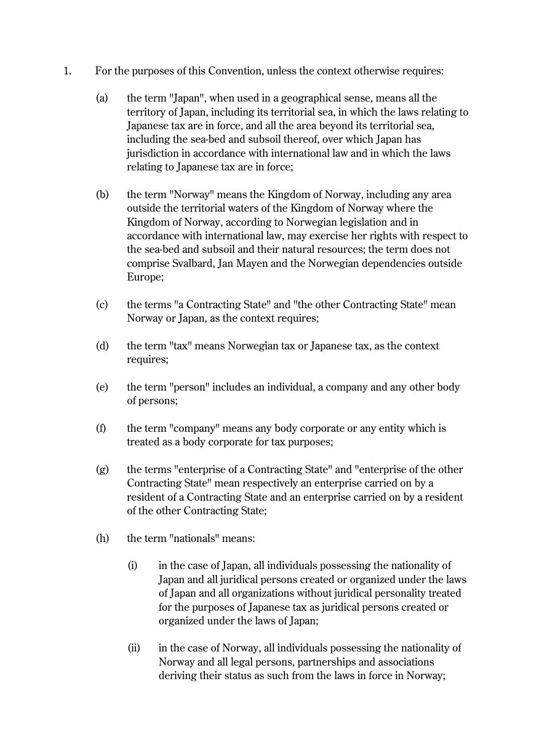1. For the purposes of this Convention, unless the context otherwise requires:

   (a) the term "Japan", when used in a geographical sense, means all the territory of Japan, including its territorial sea, in which the laws relating to Japanese tax are in force, and all the area beyond its territorial sea, including the sea-bed and subsoil thereof, over which Japan has jurisdiction in accordance with international law and in which the laws relating to Japanese tax are in force;

   (b) the term "Norway" means the Kingdom of Norway, including any area outside the territorial waters of the Kingdom of Norway where the Kingdom of Norway, according to Norwegian legislation and in accordance with international law, may exercise her rights with respect to the sea-bed and subsoil and their natural resources; the term does not comprise Svalbard, Jan Mayen and the Norwegian dependencies outside Europe;

   (c) the terms "a Contracting State" and "the other Contracting State" mean Norway or Japan, as the context requires;

   (d) the term "tax" means Norwegian tax or Japanese tax, as the context requires;

   (e) the term "person" includes an individual, a company and any other body of persons;

   (f) the term "company" means any body corporate or any entity which is treated as a body corporate for tax purposes;

   (g) the terms "enterprise of a Contracting State" and "enterprise of the other Contracting State" mean respectively an enterprise carried on by a resident of a Contracting State and an enterprise carried on by a resident of the other Contracting State;

   (h) the term "nationals" means:

      (i) in the case of Japan, all individuals possessing the nationality of Japan and all juridical persons created or organized under the laws of Japan and all organizations without juridical personality treated for the purposes of Japanese tax as juridical persons created or organized under the laws of Japan;

      (ii) in the case of Norway, all individuals possessing the nationality of Norway and all legal persons, partnerships and associations deriving their status as such from the laws in force in Norway;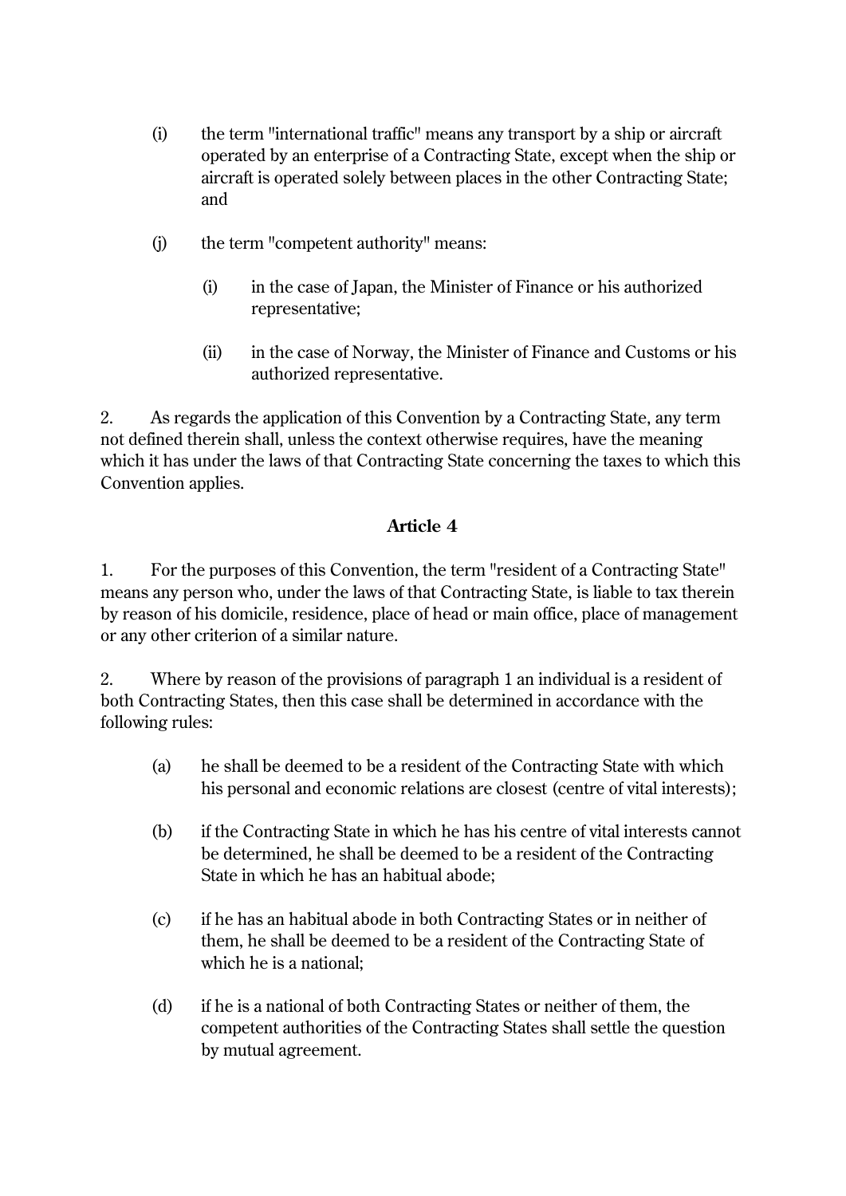(i) the term "international traffic" means any transport by a ship or aircraft operated by an enterprise of a Contracting State, except when the ship or aircraft is operated solely between places in the other Contracting State; and

(j) the term "competent authority" means:

  (i) in the case of Japan, the Minister of Finance or his authorized representative;

  (ii) in the case of Norway, the Minister of Finance and Customs or his authorized representative.

2. As regards the application of this Convention by a Contracting State, any term not defined therein shall, unless the context otherwise requires, have the meaning which it has under the laws of that Contracting State concerning the taxes to which this Convention applies.

## Article 4

1. For the purposes of this Convention, the term "resident of a Contracting State" means any person who, under the laws of that Contracting State, is liable to tax therein by reason of his domicile, residence, place of head or main office, place of management or any other criterion of a similar nature.

2. Where by reason of the provisions of paragraph 1 an individual is a resident of both Contracting States, then this case shall be determined in accordance with the following rules:

(a) he shall be deemed to be a resident of the Contracting State with which his personal and economic relations are closest (centre of vital interests);

(b) if the Contracting State in which he has his centre of vital interests cannot be determined, he shall be deemed to be a resident of the Contracting State in which he has an habitual abode;

(c) if he has an habitual abode in both Contracting States or in neither of them, he shall be deemed to be a resident of the Contracting State of which he is a national;

(d) if he is a national of both Contracting States or neither of them, the competent authorities of the Contracting States shall settle the question by mutual agreement.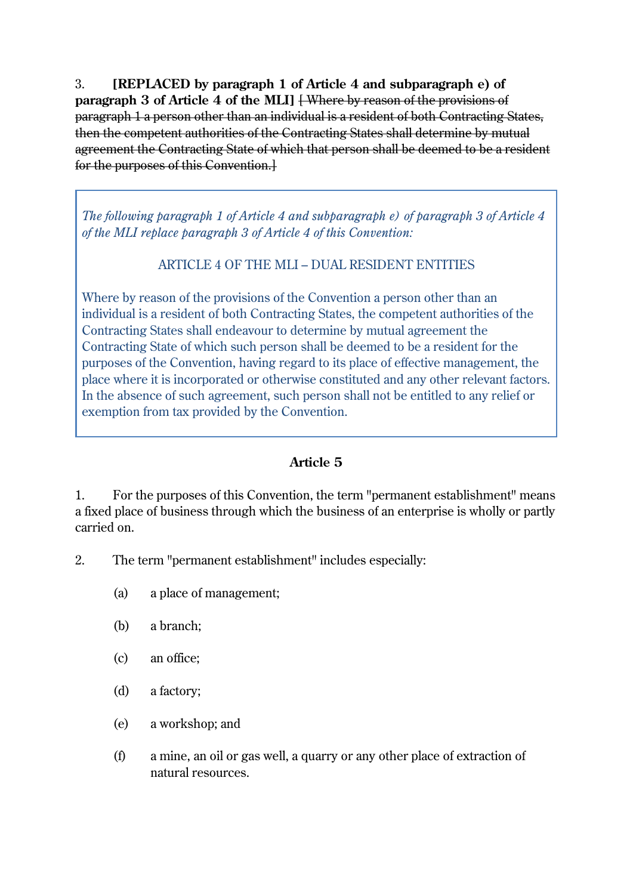3. **[REPLACED by paragraph 1 of Article 4 and subparagraph e) of paragraph 3 of Article 4 of the MLI]** ~~[ Where by reason of the provisions of paragraph 1 a person other than an individual is a resident of both Contracting States, then the competent authorities of the Contracting States shall determine by mutual agreement the Contracting State of which that person shall be deemed to be a resident for the purposes of this Convention.]~~

> *The following paragraph 1 of Article 4 and subparagraph e) of paragraph 3 of Article 4 of the MLI replace paragraph 3 of Article 4 of this Convention:*
>
> ARTICLE 4 OF THE MLI – DUAL RESIDENT ENTITIES
>
> Where by reason of the provisions of the Convention a person other than an individual is a resident of both Contracting States, the competent authorities of the Contracting States shall endeavour to determine by mutual agreement the Contracting State of which such person shall be deemed to be a resident for the purposes of the Convention, having regard to its place of effective management, the place where it is incorporated or otherwise constituted and any other relevant factors. In the absence of such agreement, such person shall not be entitled to any relief or exemption from tax provided by the Convention.

## Article 5

1. For the purposes of this Convention, the term "permanent establishment" means a fixed place of business through which the business of an enterprise is wholly or partly carried on.

2. The term "permanent establishment" includes especially:

   (a) a place of management;

   (b) a branch;

   (c) an office;

   (d) a factory;

   (e) a workshop; and

   (f) a mine, an oil or gas well, a quarry or any other place of extraction of natural resources.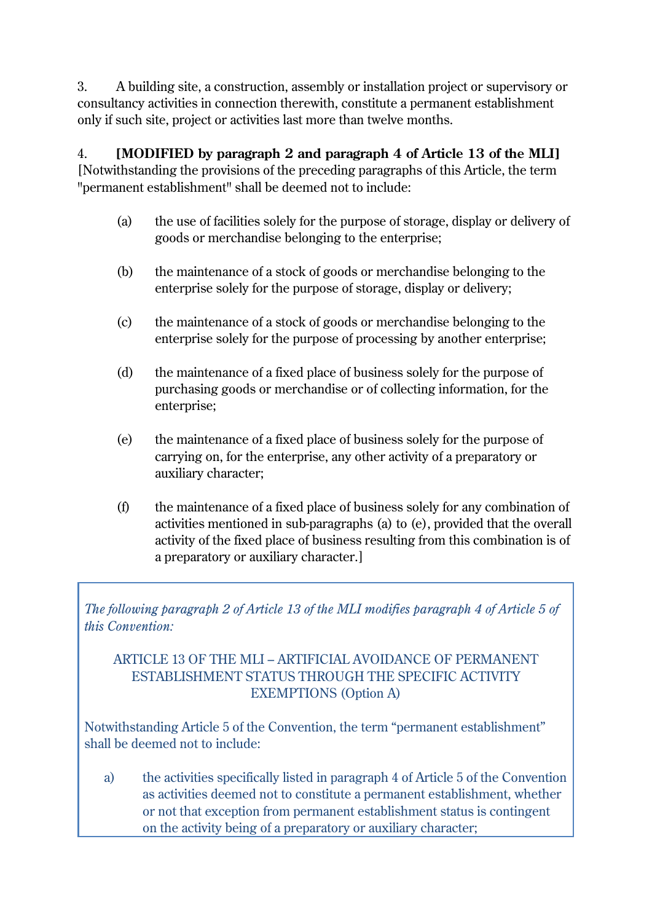3. A building site, a construction, assembly or installation project or supervisory or consultancy activities in connection therewith, constitute a permanent establishment only if such site, project or activities last more than twelve months.

4. **[MODIFIED by paragraph 2 and paragraph 4 of Article 13 of the MLI]** [Notwithstanding the provisions of the preceding paragraphs of this Article, the term "permanent establishment" shall be deemed not to include:

(a) the use of facilities solely for the purpose of storage, display or delivery of goods or merchandise belonging to the enterprise;

(b) the maintenance of a stock of goods or merchandise belonging to the enterprise solely for the purpose of storage, display or delivery;

(c) the maintenance of a stock of goods or merchandise belonging to the enterprise solely for the purpose of processing by another enterprise;

(d) the maintenance of a fixed place of business solely for the purpose of purchasing goods or merchandise or of collecting information, for the enterprise;

(e) the maintenance of a fixed place of business solely for the purpose of carrying on, for the enterprise, any other activity of a preparatory or auxiliary character;

(f) the maintenance of a fixed place of business solely for any combination of activities mentioned in sub-paragraphs (a) to (e), provided that the overall activity of the fixed place of business resulting from this combination is of a preparatory or auxiliary character.]

*The following paragraph 2 of Article 13 of the MLI modifies paragraph 4 of Article 5 of this Convention:*

ARTICLE 13 OF THE MLI – ARTIFICIAL AVOIDANCE OF PERMANENT ESTABLISHMENT STATUS THROUGH THE SPECIFIC ACTIVITY EXEMPTIONS (Option A)

Notwithstanding Article 5 of the Convention, the term "permanent establishment" shall be deemed not to include:

a) the activities specifically listed in paragraph 4 of Article 5 of the Convention as activities deemed not to constitute a permanent establishment, whether or not that exception from permanent establishment status is contingent on the activity being of a preparatory or auxiliary character;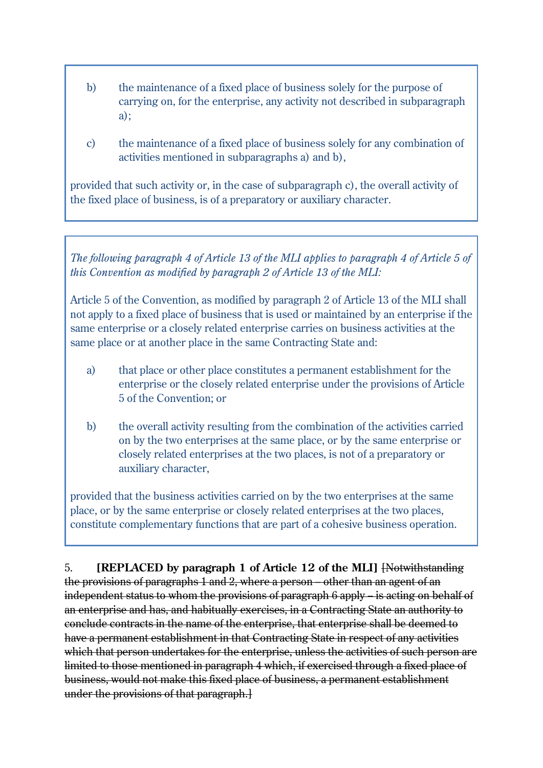b) the maintenance of a fixed place of business solely for the purpose of carrying on, for the enterprise, any activity not described in subparagraph a);

c) the maintenance of a fixed place of business solely for any combination of activities mentioned in subparagraphs a) and b),

provided that such activity or, in the case of subparagraph c), the overall activity of the fixed place of business, is of a preparatory or auxiliary character.

*The following paragraph 4 of Article 13 of the MLI applies to paragraph 4 of Article 5 of this Convention as modified by paragraph 2 of Article 13 of the MLI:*

Article 5 of the Convention, as modified by paragraph 2 of Article 13 of the MLI shall not apply to a fixed place of business that is used or maintained by an enterprise if the same enterprise or a closely related enterprise carries on business activities at the same place or at another place in the same Contracting State and:

a) that place or other place constitutes a permanent establishment for the enterprise or the closely related enterprise under the provisions of Article 5 of the Convention; or

b) the overall activity resulting from the combination of the activities carried on by the two enterprises at the same place, or by the same enterprise or closely related enterprises at the two places, is not of a preparatory or auxiliary character,

provided that the business activities carried on by the two enterprises at the same place, or by the same enterprise or closely related enterprises at the two places, constitute complementary functions that are part of a cohesive business operation.

5. **[REPLACED by paragraph 1 of Article 12 of the MLI]** ~~[Notwithstanding the provisions of paragraphs 1 and 2, where a person – other than an agent of an independent status to whom the provisions of paragraph 6 apply – is acting on behalf of an enterprise and has, and habitually exercises, in a Contracting State an authority to conclude contracts in the name of the enterprise, that enterprise shall be deemed to have a permanent establishment in that Contracting State in respect of any activities which that person undertakes for the enterprise, unless the activities of such person are limited to those mentioned in paragraph 4 which, if exercised through a fixed place of business, would not make this fixed place of business, a permanent establishment under the provisions of that paragraph.]~~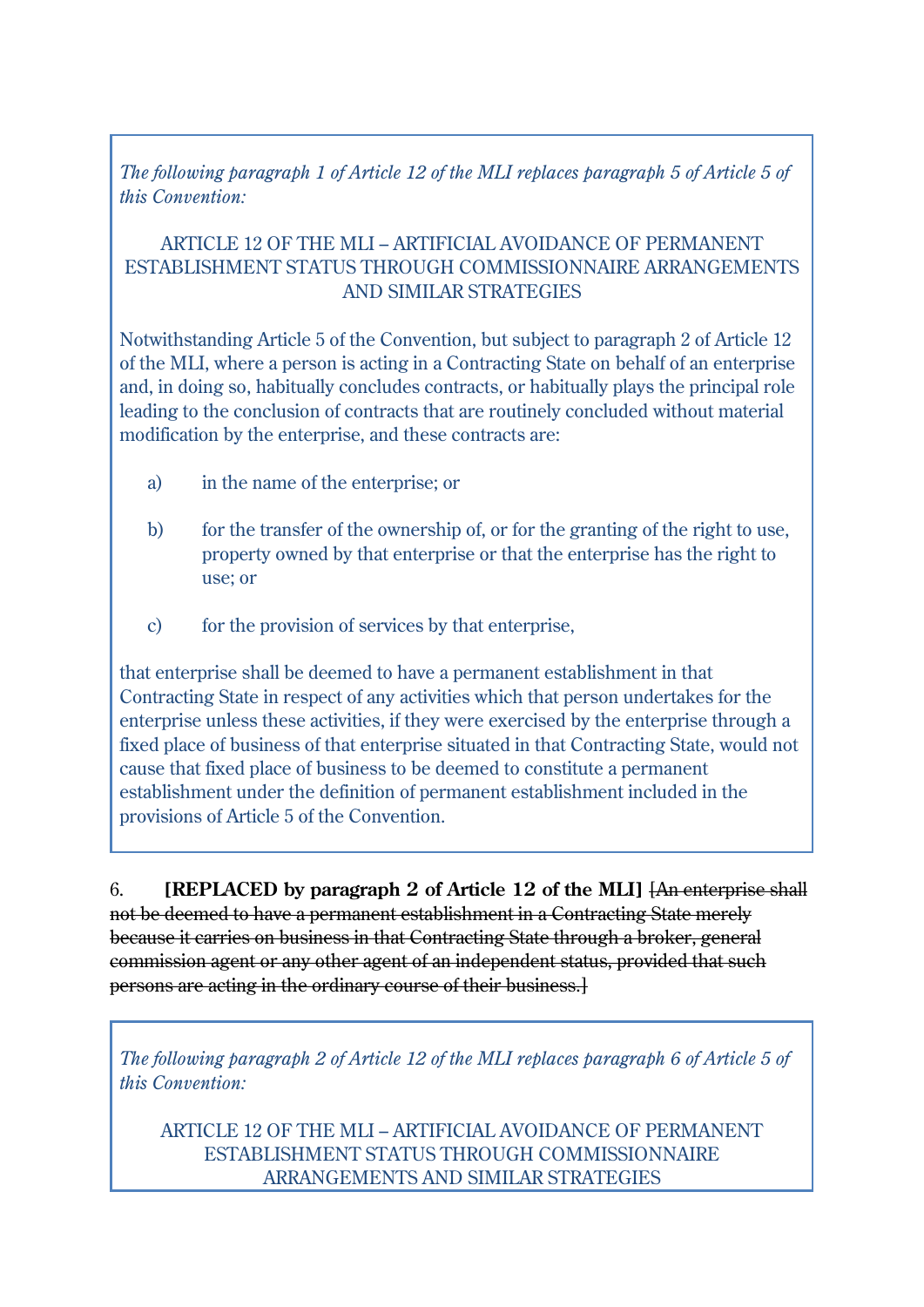*The following paragraph 1 of Article 12 of the MLI replaces paragraph 5 of Article 5 of this Convention:*

ARTICLE 12 OF THE MLI – ARTIFICIAL AVOIDANCE OF PERMANENT ESTABLISHMENT STATUS THROUGH COMMISSIONNAIRE ARRANGEMENTS AND SIMILAR STRATEGIES

Notwithstanding Article 5 of the Convention, but subject to paragraph 2 of Article 12 of the MLI, where a person is acting in a Contracting State on behalf of an enterprise and, in doing so, habitually concludes contracts, or habitually plays the principal role leading to the conclusion of contracts that are routinely concluded without material modification by the enterprise, and these contracts are:

a) in the name of the enterprise; or

b) for the transfer of the ownership of, or for the granting of the right to use, property owned by that enterprise or that the enterprise has the right to use; or

c) for the provision of services by that enterprise,

that enterprise shall be deemed to have a permanent establishment in that Contracting State in respect of any activities which that person undertakes for the enterprise unless these activities, if they were exercised by the enterprise through a fixed place of business of that enterprise situated in that Contracting State, would not cause that fixed place of business to be deemed to constitute a permanent establishment under the definition of permanent establishment included in the provisions of Article 5 of the Convention.

6. **[REPLACED by paragraph 2 of Article 12 of the MLI]** ~~[An enterprise shall not be deemed to have a permanent establishment in a Contracting State merely because it carries on business in that Contracting State through a broker, general commission agent or any other agent of an independent status, provided that such persons are acting in the ordinary course of their business.]~~

*The following paragraph 2 of Article 12 of the MLI replaces paragraph 6 of Article 5 of this Convention:*

ARTICLE 12 OF THE MLI – ARTIFICIAL AVOIDANCE OF PERMANENT ESTABLISHMENT STATUS THROUGH COMMISSIONNAIRE ARRANGEMENTS AND SIMILAR STRATEGIES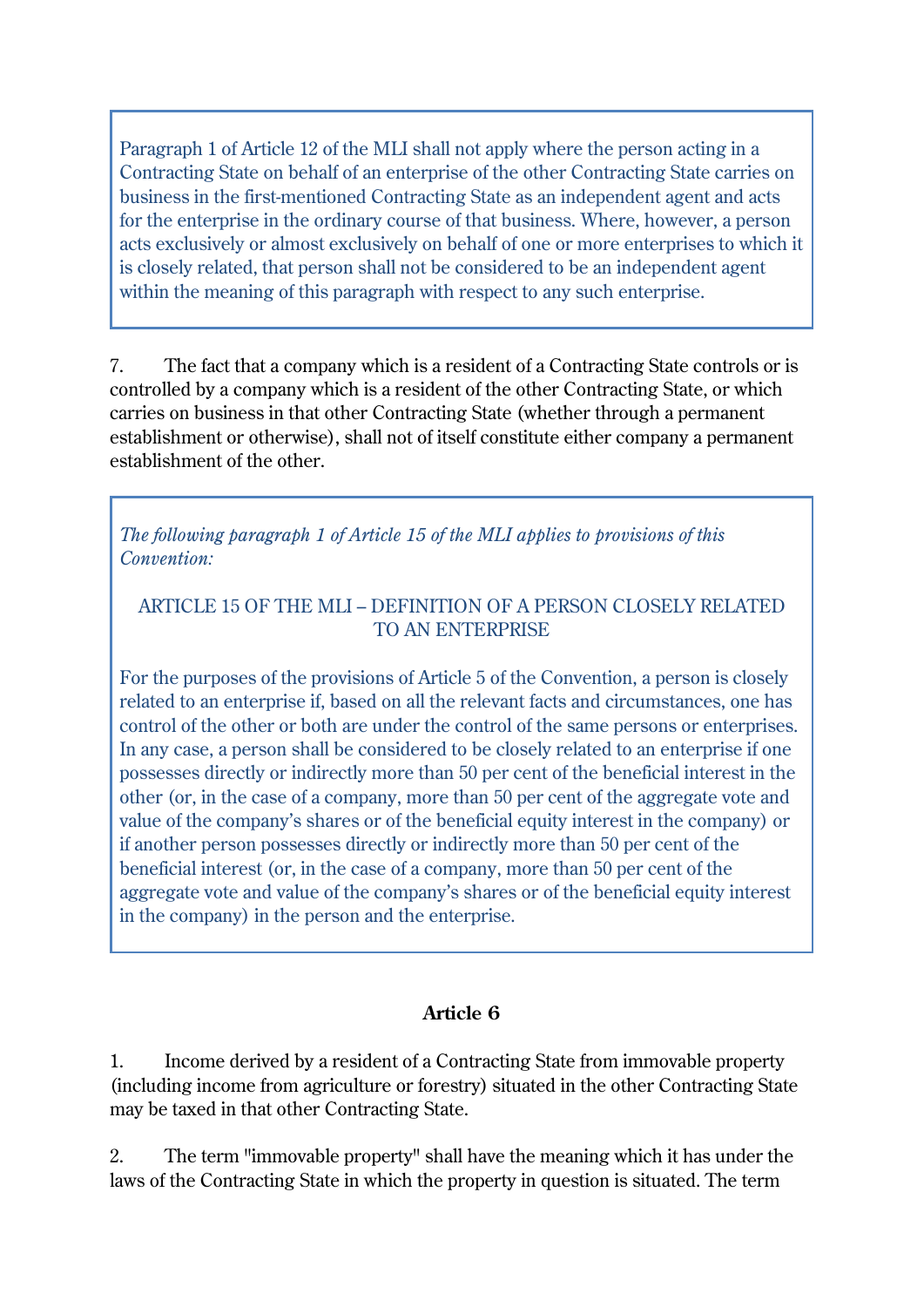Paragraph 1 of Article 12 of the MLI shall not apply where the person acting in a Contracting State on behalf of an enterprise of the other Contracting State carries on business in the first-mentioned Contracting State as an independent agent and acts for the enterprise in the ordinary course of that business. Where, however, a person acts exclusively or almost exclusively on behalf of one or more enterprises to which it is closely related, that person shall not be considered to be an independent agent within the meaning of this paragraph with respect to any such enterprise.

7. The fact that a company which is a resident of a Contracting State controls or is controlled by a company which is a resident of the other Contracting State, or which carries on business in that other Contracting State (whether through a permanent establishment or otherwise), shall not of itself constitute either company a permanent establishment of the other.

*The following paragraph 1 of Article 15 of the MLI applies to provisions of this Convention:*

ARTICLE 15 OF THE MLI – DEFINITION OF A PERSON CLOSELY RELATED TO AN ENTERPRISE

For the purposes of the provisions of Article 5 of the Convention, a person is closely related to an enterprise if, based on all the relevant facts and circumstances, one has control of the other or both are under the control of the same persons or enterprises. In any case, a person shall be considered to be closely related to an enterprise if one possesses directly or indirectly more than 50 per cent of the beneficial interest in the other (or, in the case of a company, more than 50 per cent of the aggregate vote and value of the company's shares or of the beneficial equity interest in the company) or if another person possesses directly or indirectly more than 50 per cent of the beneficial interest (or, in the case of a company, more than 50 per cent of the aggregate vote and value of the company's shares or of the beneficial equity interest in the company) in the person and the enterprise.

## Article 6

1. Income derived by a resident of a Contracting State from immovable property (including income from agriculture or forestry) situated in the other Contracting State may be taxed in that other Contracting State.

2. The term "immovable property" shall have the meaning which it has under the laws of the Contracting State in which the property in question is situated. The term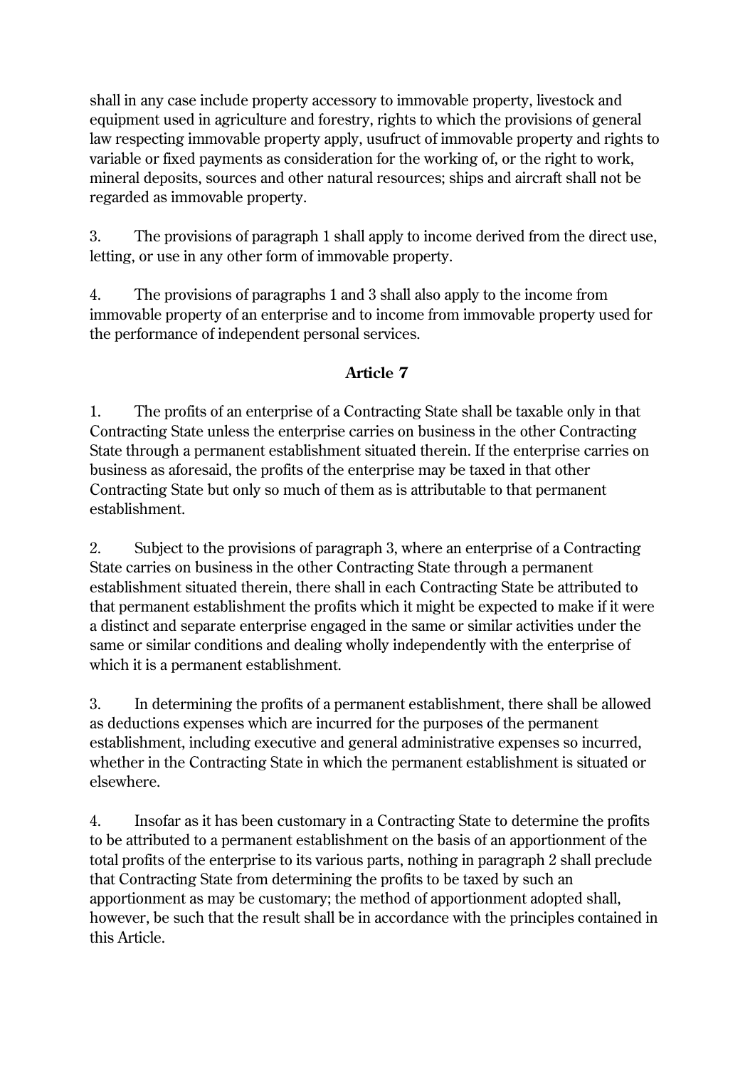shall in any case include property accessory to immovable property, livestock and equipment used in agriculture and forestry, rights to which the provisions of general law respecting immovable property apply, usufruct of immovable property and rights to variable or fixed payments as consideration for the working of, or the right to work, mineral deposits, sources and other natural resources; ships and aircraft shall not be regarded as immovable property.

3. The provisions of paragraph 1 shall apply to income derived from the direct use, letting, or use in any other form of immovable property.

4. The provisions of paragraphs 1 and 3 shall also apply to the income from immovable property of an enterprise and to income from immovable property used for the performance of independent personal services.

## Article 7

1. The profits of an enterprise of a Contracting State shall be taxable only in that Contracting State unless the enterprise carries on business in the other Contracting State through a permanent establishment situated therein. If the enterprise carries on business as aforesaid, the profits of the enterprise may be taxed in that other Contracting State but only so much of them as is attributable to that permanent establishment.

2. Subject to the provisions of paragraph 3, where an enterprise of a Contracting State carries on business in the other Contracting State through a permanent establishment situated therein, there shall in each Contracting State be attributed to that permanent establishment the profits which it might be expected to make if it were a distinct and separate enterprise engaged in the same or similar activities under the same or similar conditions and dealing wholly independently with the enterprise of which it is a permanent establishment.

3. In determining the profits of a permanent establishment, there shall be allowed as deductions expenses which are incurred for the purposes of the permanent establishment, including executive and general administrative expenses so incurred, whether in the Contracting State in which the permanent establishment is situated or elsewhere.

4. Insofar as it has been customary in a Contracting State to determine the profits to be attributed to a permanent establishment on the basis of an apportionment of the total profits of the enterprise to its various parts, nothing in paragraph 2 shall preclude that Contracting State from determining the profits to be taxed by such an apportionment as may be customary; the method of apportionment adopted shall, however, be such that the result shall be in accordance with the principles contained in this Article.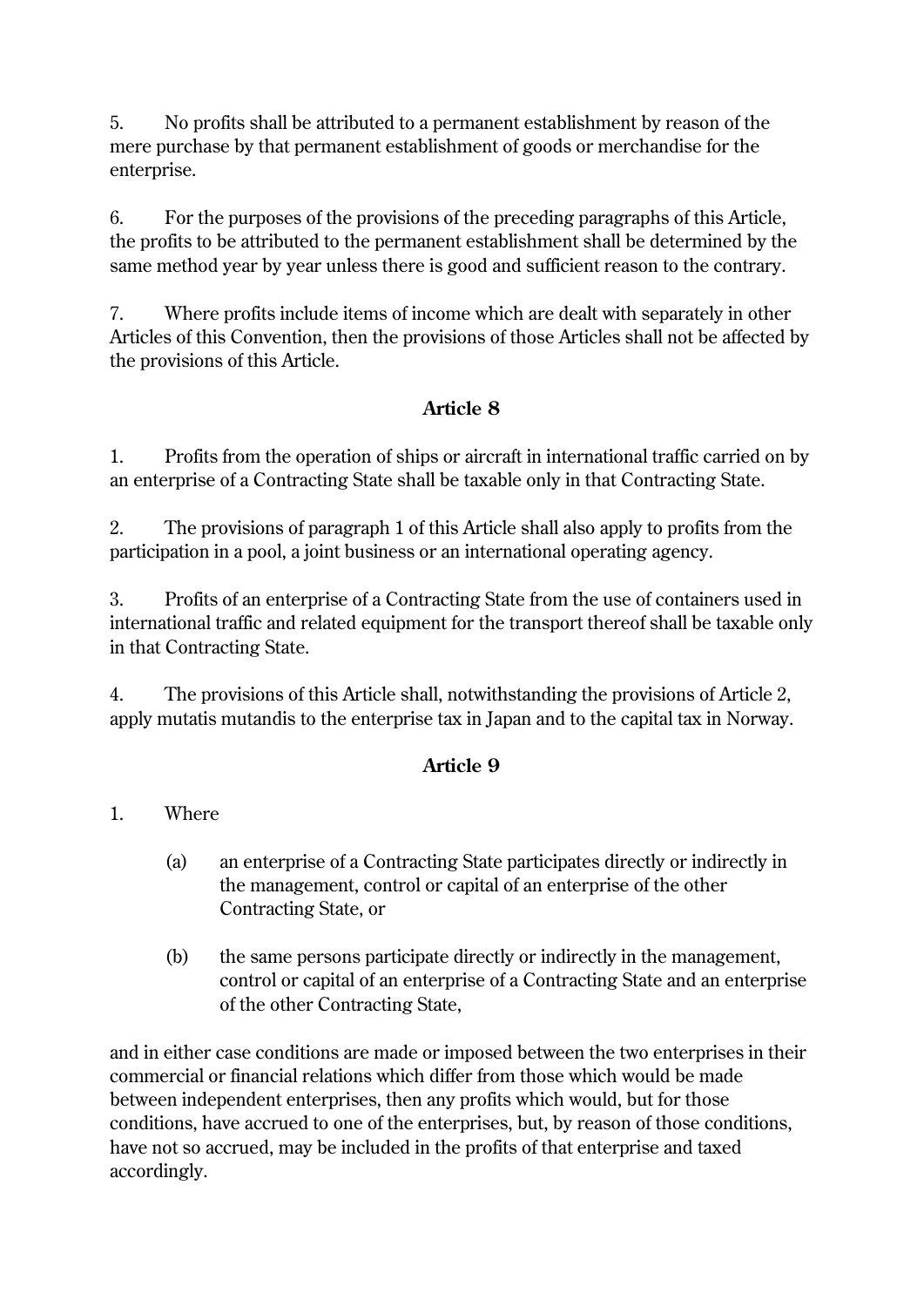5. No profits shall be attributed to a permanent establishment by reason of the mere purchase by that permanent establishment of goods or merchandise for the enterprise.

6. For the purposes of the provisions of the preceding paragraphs of this Article, the profits to be attributed to the permanent establishment shall be determined by the same method year by year unless there is good and sufficient reason to the contrary.

7. Where profits include items of income which are dealt with separately in other Articles of this Convention, then the provisions of those Articles shall not be affected by the provisions of this Article.

### Article 8

1. Profits from the operation of ships or aircraft in international traffic carried on by an enterprise of a Contracting State shall be taxable only in that Contracting State.

2. The provisions of paragraph 1 of this Article shall also apply to profits from the participation in a pool, a joint business or an international operating agency.

3. Profits of an enterprise of a Contracting State from the use of containers used in international traffic and related equipment for the transport thereof shall be taxable only in that Contracting State.

4. The provisions of this Article shall, notwithstanding the provisions of Article 2, apply mutatis mutandis to the enterprise tax in Japan and to the capital tax in Norway.

### Article 9

1. Where

   (a) an enterprise of a Contracting State participates directly or indirectly in the management, control or capital of an enterprise of the other Contracting State, or

   (b) the same persons participate directly or indirectly in the management, control or capital of an enterprise of a Contracting State and an enterprise of the other Contracting State,

and in either case conditions are made or imposed between the two enterprises in their commercial or financial relations which differ from those which would be made between independent enterprises, then any profits which would, but for those conditions, have accrued to one of the enterprises, but, by reason of those conditions, have not so accrued, may be included in the profits of that enterprise and taxed accordingly.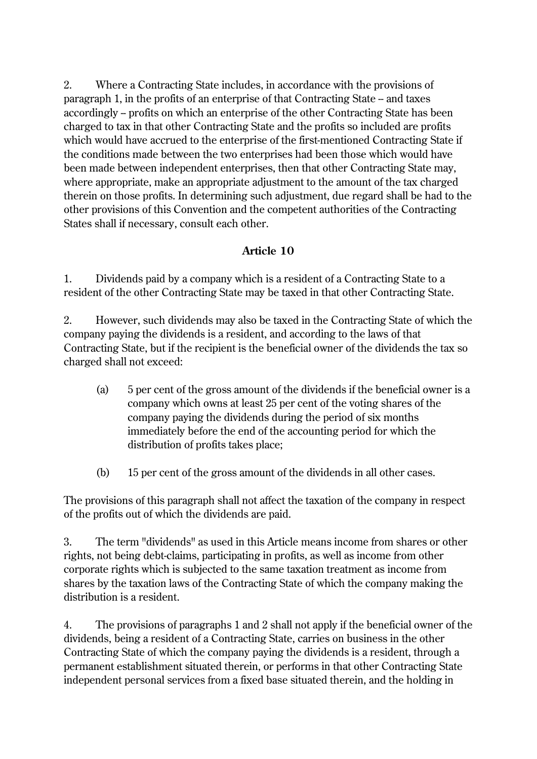2. Where a Contracting State includes, in accordance with the provisions of paragraph 1, in the profits of an enterprise of that Contracting State -- and taxes accordingly – profits on which an enterprise of the other Contracting State has been charged to tax in that other Contracting State and the profits so included are profits which would have accrued to the enterprise of the first-mentioned Contracting State if the conditions made between the two enterprises had been those which would have been made between independent enterprises, then that other Contracting State may, where appropriate, make an appropriate adjustment to the amount of the tax charged therein on those profits. In determining such adjustment, due regard shall be had to the other provisions of this Convention and the competent authorities of the Contracting States shall if necessary, consult each other.

## Article 10

1. Dividends paid by a company which is a resident of a Contracting State to a resident of the other Contracting State may be taxed in that other Contracting State.

2. However, such dividends may also be taxed in the Contracting State of which the company paying the dividends is a resident, and according to the laws of that Contracting State, but if the recipient is the beneficial owner of the dividends the tax so charged shall not exceed:

   (a) 5 per cent of the gross amount of the dividends if the beneficial owner is a company which owns at least 25 per cent of the voting shares of the company paying the dividends during the period of six months immediately before the end of the accounting period for which the distribution of profits takes place;

   (b) 15 per cent of the gross amount of the dividends in all other cases.

The provisions of this paragraph shall not affect the taxation of the company in respect of the profits out of which the dividends are paid.

3. The term "dividends" as used in this Article means income from shares or other rights, not being debt-claims, participating in profits, as well as income from other corporate rights which is subjected to the same taxation treatment as income from shares by the taxation laws of the Contracting State of which the company making the distribution is a resident.

4. The provisions of paragraphs 1 and 2 shall not apply if the beneficial owner of the dividends, being a resident of a Contracting State, carries on business in the other Contracting State of which the company paying the dividends is a resident, through a permanent establishment situated therein, or performs in that other Contracting State independent personal services from a fixed base situated therein, and the holding in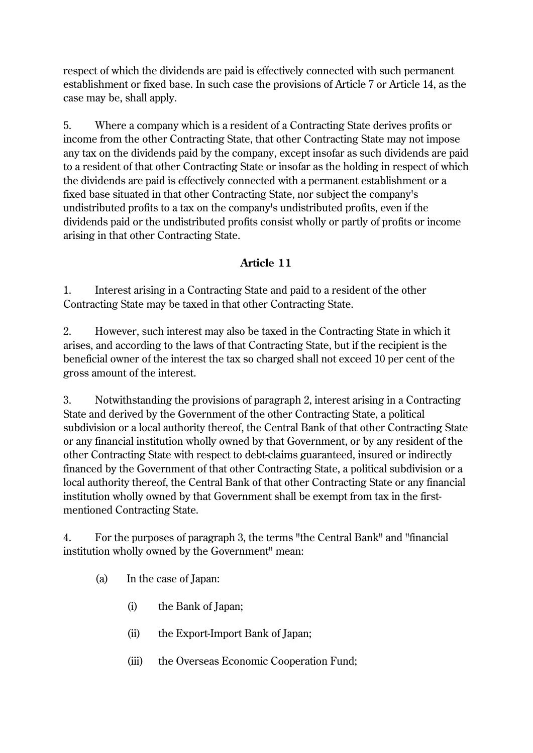respect of which the dividends are paid is effectively connected with such permanent establishment or fixed base. In such case the provisions of Article 7 or Article 14, as the case may be, shall apply.

5. Where a company which is a resident of a Contracting State derives profits or income from the other Contracting State, that other Contracting State may not impose any tax on the dividends paid by the company, except insofar as such dividends are paid to a resident of that other Contracting State or insofar as the holding in respect of which the dividends are paid is effectively connected with a permanent establishment or a fixed base situated in that other Contracting State, nor subject the company's undistributed profits to a tax on the company's undistributed profits, even if the dividends paid or the undistributed profits consist wholly or partly of profits or income arising in that other Contracting State.

## Article 11

1. Interest arising in a Contracting State and paid to a resident of the other Contracting State may be taxed in that other Contracting State.

2. However, such interest may also be taxed in the Contracting State in which it arises, and according to the laws of that Contracting State, but if the recipient is the beneficial owner of the interest the tax so charged shall not exceed 10 per cent of the gross amount of the interest.

3. Notwithstanding the provisions of paragraph 2, interest arising in a Contracting State and derived by the Government of the other Contracting State, a political subdivision or a local authority thereof, the Central Bank of that other Contracting State or any financial institution wholly owned by that Government, or by any resident of the other Contracting State with respect to debt-claims guaranteed, insured or indirectly financed by the Government of that other Contracting State, a political subdivision or a local authority thereof, the Central Bank of that other Contracting State or any financial institution wholly owned by that Government shall be exempt from tax in the first-mentioned Contracting State.

4. For the purposes of paragraph 3, the terms "the Central Bank" and "financial institution wholly owned by the Government" mean:

(a) In the case of Japan:

(i) the Bank of Japan;

(ii) the Export-Import Bank of Japan;

(iii) the Overseas Economic Cooperation Fund;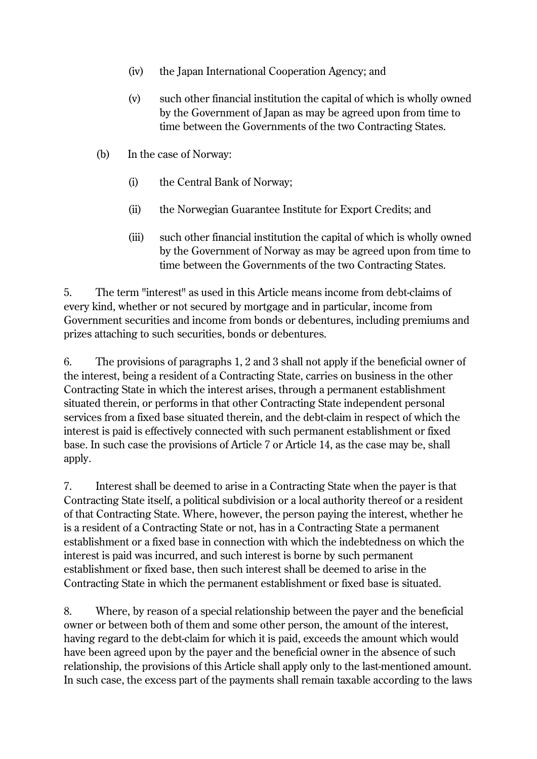(iv) the Japan International Cooperation Agency; and

(v) such other financial institution the capital of which is wholly owned by the Government of Japan as may be agreed upon from time to time between the Governments of the two Contracting States.

(b) In the case of Norway:

(i) the Central Bank of Norway;

(ii) the Norwegian Guarantee Institute for Export Credits; and

(iii) such other financial institution the capital of which is wholly owned by the Government of Norway as may be agreed upon from time to time between the Governments of the two Contracting States.

5. The term "interest" as used in this Article means income from debt-claims of every kind, whether or not secured by mortgage and in particular, income from Government securities and income from bonds or debentures, including premiums and prizes attaching to such securities, bonds or debentures.

6. The provisions of paragraphs 1, 2 and 3 shall not apply if the beneficial owner of the interest, being a resident of a Contracting State, carries on business in the other Contracting State in which the interest arises, through a permanent establishment situated therein, or performs in that other Contracting State independent personal services from a fixed base situated therein, and the debt-claim in respect of which the interest is paid is effectively connected with such permanent establishment or fixed base. In such case the provisions of Article 7 or Article 14, as the case may be, shall apply.

7. Interest shall be deemed to arise in a Contracting State when the payer is that Contracting State itself, a political subdivision or a local authority thereof or a resident of that Contracting State. Where, however, the person paying the interest, whether he is a resident of a Contracting State or not, has in a Contracting State a permanent establishment or a fixed base in connection with which the indebtedness on which the interest is paid was incurred, and such interest is borne by such permanent establishment or fixed base, then such interest shall be deemed to arise in the Contracting State in which the permanent establishment or fixed base is situated.

8. Where, by reason of a special relationship between the payer and the beneficial owner or between both of them and some other person, the amount of the interest, having regard to the debt-claim for which it is paid, exceeds the amount which would have been agreed upon by the payer and the beneficial owner in the absence of such relationship, the provisions of this Article shall apply only to the last-mentioned amount. In such case, the excess part of the payments shall remain taxable according to the laws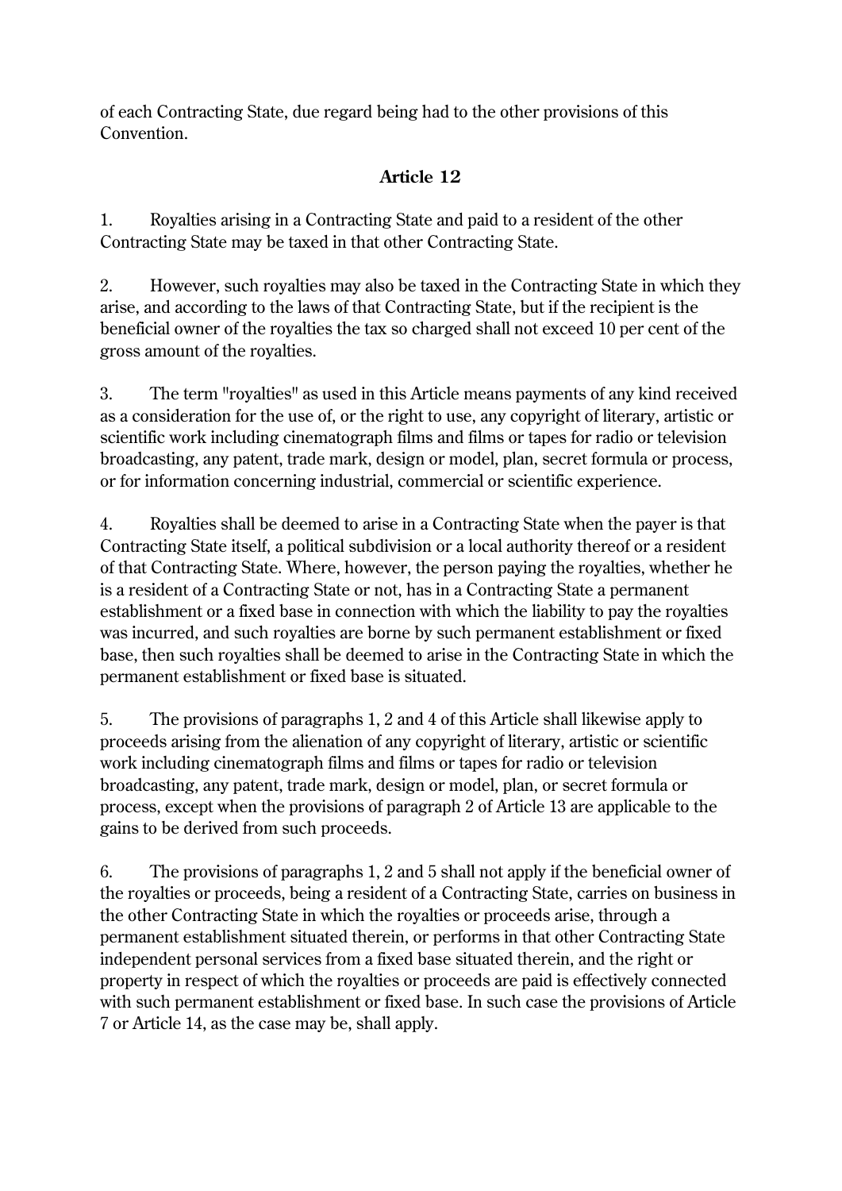of each Contracting State, due regard being had to the other provisions of this Convention.

## Article 12

1. Royalties arising in a Contracting State and paid to a resident of the other Contracting State may be taxed in that other Contracting State.

2. However, such royalties may also be taxed in the Contracting State in which they arise, and according to the laws of that Contracting State, but if the recipient is the beneficial owner of the royalties the tax so charged shall not exceed 10 per cent of the gross amount of the royalties.

3. The term "royalties" as used in this Article means payments of any kind received as a consideration for the use of, or the right to use, any copyright of literary, artistic or scientific work including cinematograph films and films or tapes for radio or television broadcasting, any patent, trade mark, design or model, plan, secret formula or process, or for information concerning industrial, commercial or scientific experience.

4. Royalties shall be deemed to arise in a Contracting State when the payer is that Contracting State itself, a political subdivision or a local authority thereof or a resident of that Contracting State. Where, however, the person paying the royalties, whether he is a resident of a Contracting State or not, has in a Contracting State a permanent establishment or a fixed base in connection with which the liability to pay the royalties was incurred, and such royalties are borne by such permanent establishment or fixed base, then such royalties shall be deemed to arise in the Contracting State in which the permanent establishment or fixed base is situated.

5. The provisions of paragraphs 1, 2 and 4 of this Article shall likewise apply to proceeds arising from the alienation of any copyright of literary, artistic or scientific work including cinematograph films and films or tapes for radio or television broadcasting, any patent, trade mark, design or model, plan, or secret formula or process, except when the provisions of paragraph 2 of Article 13 are applicable to the gains to be derived from such proceeds.

6. The provisions of paragraphs 1, 2 and 5 shall not apply if the beneficial owner of the royalties or proceeds, being a resident of a Contracting State, carries on business in the other Contracting State in which the royalties or proceeds arise, through a permanent establishment situated therein, or performs in that other Contracting State independent personal services from a fixed base situated therein, and the right or property in respect of which the royalties or proceeds are paid is effectively connected with such permanent establishment or fixed base. In such case the provisions of Article 7 or Article 14, as the case may be, shall apply.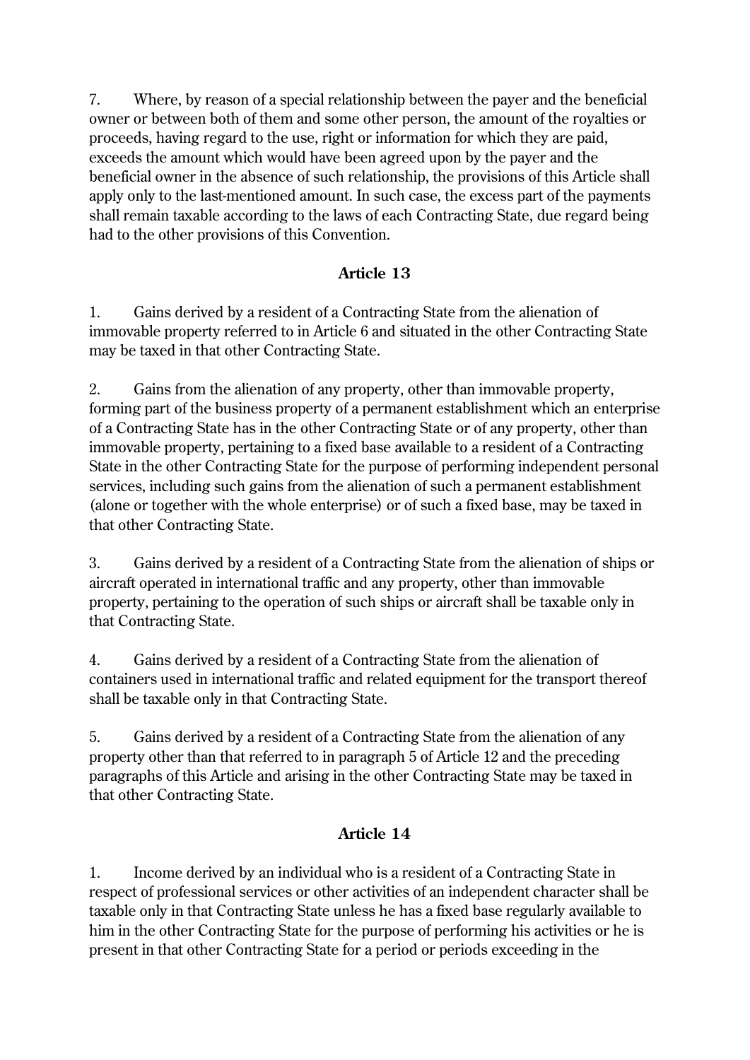7. Where, by reason of a special relationship between the payer and the beneficial owner or between both of them and some other person, the amount of the royalties or proceeds, having regard to the use, right or information for which they are paid, exceeds the amount which would have been agreed upon by the payer and the beneficial owner in the absence of such relationship, the provisions of this Article shall apply only to the last-mentioned amount. In such case, the excess part of the payments shall remain taxable according to the laws of each Contracting State, due regard being had to the other provisions of this Convention.

## Article 13

1. Gains derived by a resident of a Contracting State from the alienation of immovable property referred to in Article 6 and situated in the other Contracting State may be taxed in that other Contracting State.

2. Gains from the alienation of any property, other than immovable property, forming part of the business property of a permanent establishment which an enterprise of a Contracting State has in the other Contracting State or of any property, other than immovable property, pertaining to a fixed base available to a resident of a Contracting State in the other Contracting State for the purpose of performing independent personal services, including such gains from the alienation of such a permanent establishment (alone or together with the whole enterprise) or of such a fixed base, may be taxed in that other Contracting State.

3. Gains derived by a resident of a Contracting State from the alienation of ships or aircraft operated in international traffic and any property, other than immovable property, pertaining to the operation of such ships or aircraft shall be taxable only in that Contracting State.

4. Gains derived by a resident of a Contracting State from the alienation of containers used in international traffic and related equipment for the transport thereof shall be taxable only in that Contracting State.

5. Gains derived by a resident of a Contracting State from the alienation of any property other than that referred to in paragraph 5 of Article 12 and the preceding paragraphs of this Article and arising in the other Contracting State may be taxed in that other Contracting State.

## Article 14

1. Income derived by an individual who is a resident of a Contracting State in respect of professional services or other activities of an independent character shall be taxable only in that Contracting State unless he has a fixed base regularly available to him in the other Contracting State for the purpose of performing his activities or he is present in that other Contracting State for a period or periods exceeding in the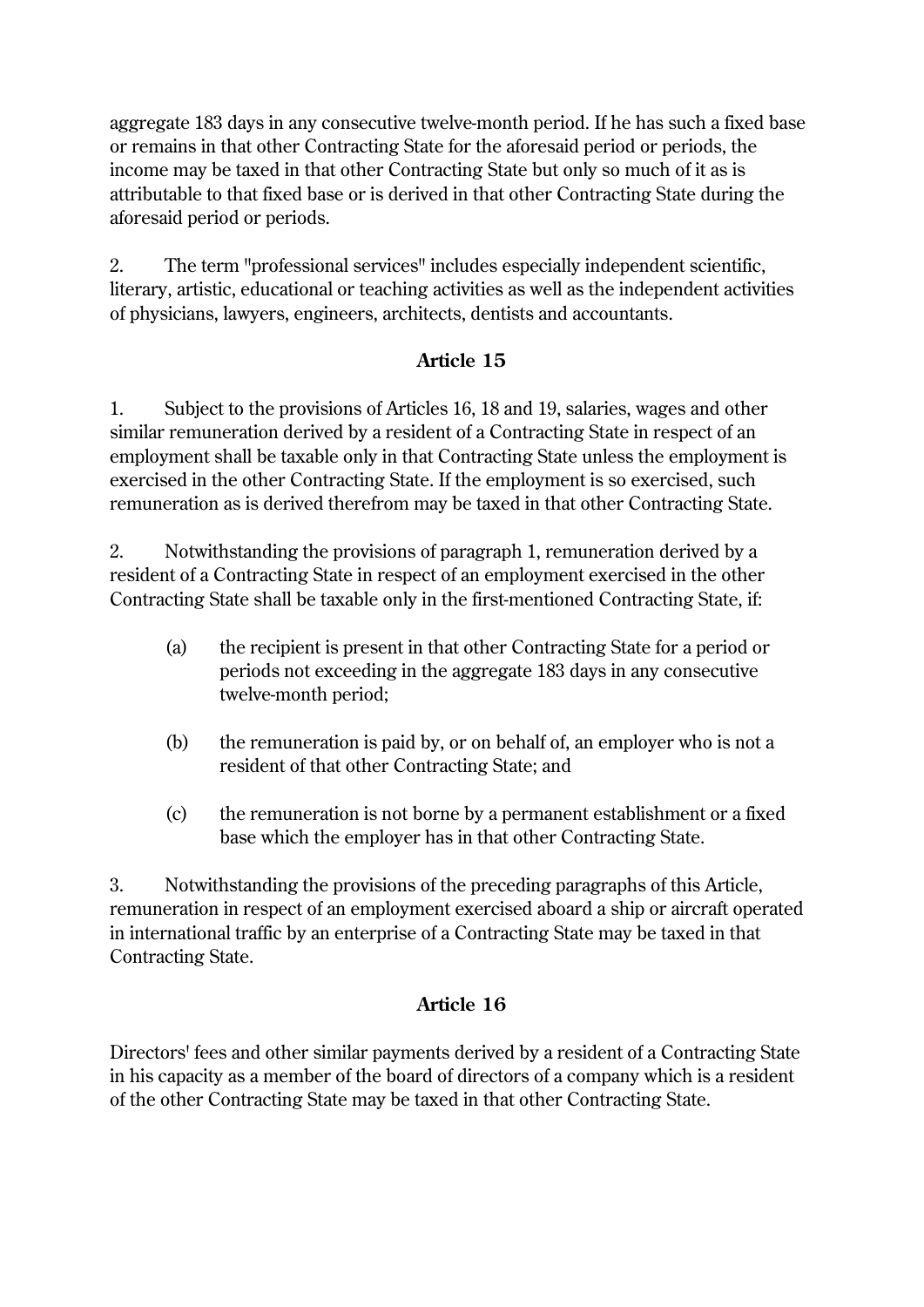aggregate 183 days in any consecutive twelve-month period. If he has such a fixed base or remains in that other Contracting State for the aforesaid period or periods, the income may be taxed in that other Contracting State but only so much of it as is attributable to that fixed base or is derived in that other Contracting State during the aforesaid period or periods.

2. The term "professional services" includes especially independent scientific, literary, artistic, educational or teaching activities as well as the independent activities of physicians, lawyers, engineers, architects, dentists and accountants.

### Article 15

1. Subject to the provisions of Articles 16, 18 and 19, salaries, wages and other similar remuneration derived by a resident of a Contracting State in respect of an employment shall be taxable only in that Contracting State unless the employment is exercised in the other Contracting State. If the employment is so exercised, such remuneration as is derived therefrom may be taxed in that other Contracting State.

2. Notwithstanding the provisions of paragraph 1, remuneration derived by a resident of a Contracting State in respect of an employment exercised in the other Contracting State shall be taxable only in the first-mentioned Contracting State, if:

   (a) the recipient is present in that other Contracting State for a period or periods not exceeding in the aggregate 183 days in any consecutive twelve-month period;

   (b) the remuneration is paid by, or on behalf of, an employer who is not a resident of that other Contracting State; and

   (c) the remuneration is not borne by a permanent establishment or a fixed base which the employer has in that other Contracting State.

3. Notwithstanding the provisions of the preceding paragraphs of this Article, remuneration in respect of an employment exercised aboard a ship or aircraft operated in international traffic by an enterprise of a Contracting State may be taxed in that Contracting State.

### Article 16

Directors' fees and other similar payments derived by a resident of a Contracting State in his capacity as a member of the board of directors of a company which is a resident of the other Contracting State may be taxed in that other Contracting State.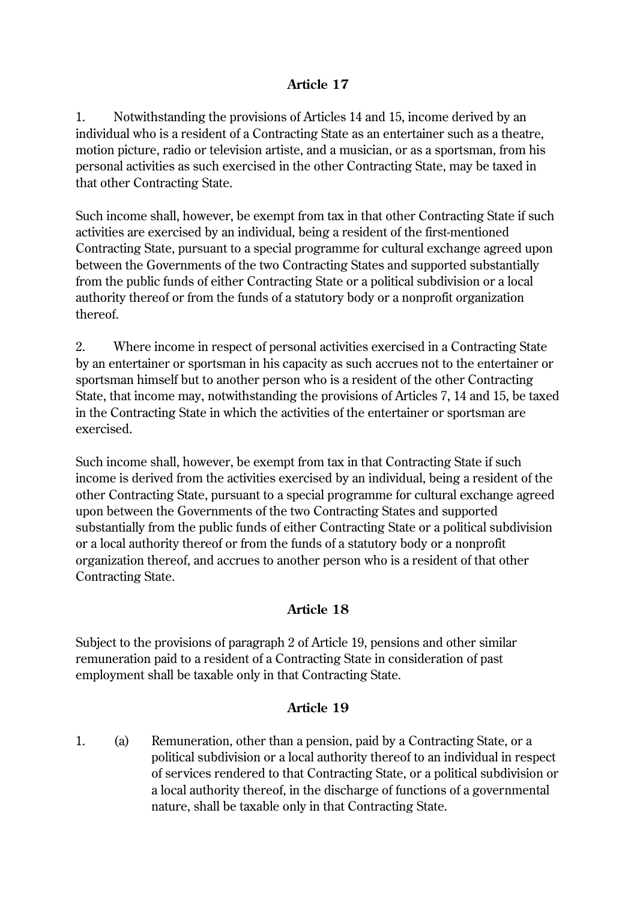## Article 17

1. Notwithstanding the provisions of Articles 14 and 15, income derived by an individual who is a resident of a Contracting State as an entertainer such as a theatre, motion picture, radio or television artiste, and a musician, or as a sportsman, from his personal activities as such exercised in the other Contracting State, may be taxed in that other Contracting State.

Such income shall, however, be exempt from tax in that other Contracting State if such activities are exercised by an individual, being a resident of the first-mentioned Contracting State, pursuant to a special programme for cultural exchange agreed upon between the Governments of the two Contracting States and supported substantially from the public funds of either Contracting State or a political subdivision or a local authority thereof or from the funds of a statutory body or a nonprofit organization thereof.

2. Where income in respect of personal activities exercised in a Contracting State by an entertainer or sportsman in his capacity as such accrues not to the entertainer or sportsman himself but to another person who is a resident of the other Contracting State, that income may, notwithstanding the provisions of Articles 7, 14 and 15, be taxed in the Contracting State in which the activities of the entertainer or sportsman are exercised.

Such income shall, however, be exempt from tax in that Contracting State if such income is derived from the activities exercised by an individual, being a resident of the other Contracting State, pursuant to a special programme for cultural exchange agreed upon between the Governments of the two Contracting States and supported substantially from the public funds of either Contracting State or a political subdivision or a local authority thereof or from the funds of a statutory body or a nonprofit organization thereof, and accrues to another person who is a resident of that other Contracting State.

## Article 18

Subject to the provisions of paragraph 2 of Article 19, pensions and other similar remuneration paid to a resident of a Contracting State in consideration of past employment shall be taxable only in that Contracting State.

## Article 19

1. (a) Remuneration, other than a pension, paid by a Contracting State, or a political subdivision or a local authority thereof to an individual in respect of services rendered to that Contracting State, or a political subdivision or a local authority thereof, in the discharge of functions of a governmental nature, shall be taxable only in that Contracting State.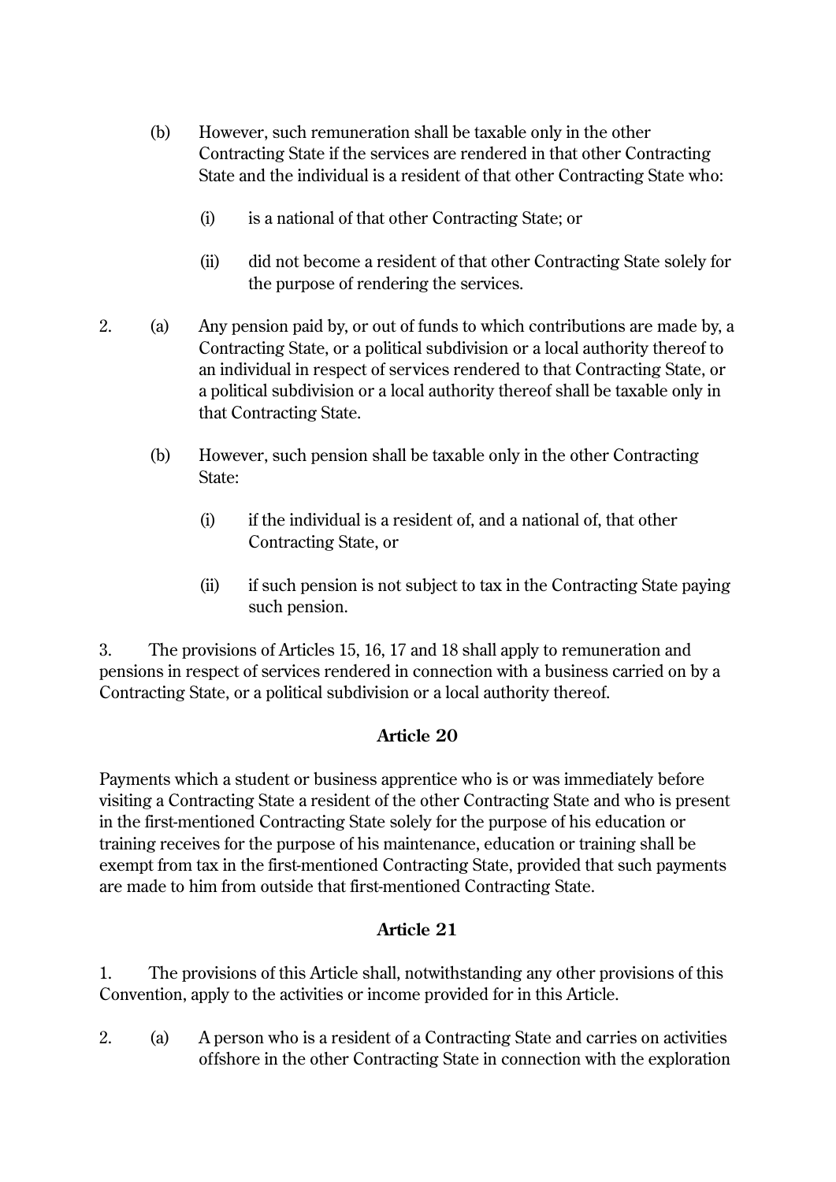(b) However, such remuneration shall be taxable only in the other Contracting State if the services are rendered in that other Contracting State and the individual is a resident of that other Contracting State who:

(i) is a national of that other Contracting State; or

(ii) did not become a resident of that other Contracting State solely for the purpose of rendering the services.

2. (a) Any pension paid by, or out of funds to which contributions are made by, a Contracting State, or a political subdivision or a local authority thereof to an individual in respect of services rendered to that Contracting State, or a political subdivision or a local authority thereof shall be taxable only in that Contracting State.

(b) However, such pension shall be taxable only in the other Contracting State:

(i) if the individual is a resident of, and a national of, that other Contracting State, or

(ii) if such pension is not subject to tax in the Contracting State paying such pension.

3. The provisions of Articles 15, 16, 17 and 18 shall apply to remuneration and pensions in respect of services rendered in connection with a business carried on by a Contracting State, or a political subdivision or a local authority thereof.

**Article 20**

Payments which a student or business apprentice who is or was immediately before visiting a Contracting State a resident of the other Contracting State and who is present in the first-mentioned Contracting State solely for the purpose of his education or training receives for the purpose of his maintenance, education or training shall be exempt from tax in the first-mentioned Contracting State, provided that such payments are made to him from outside that first-mentioned Contracting State.

**Article 21**

1. The provisions of this Article shall, notwithstanding any other provisions of this Convention, apply to the activities or income provided for in this Article.

2. (a) A person who is a resident of a Contracting State and carries on activities offshore in the other Contracting State in connection with the exploration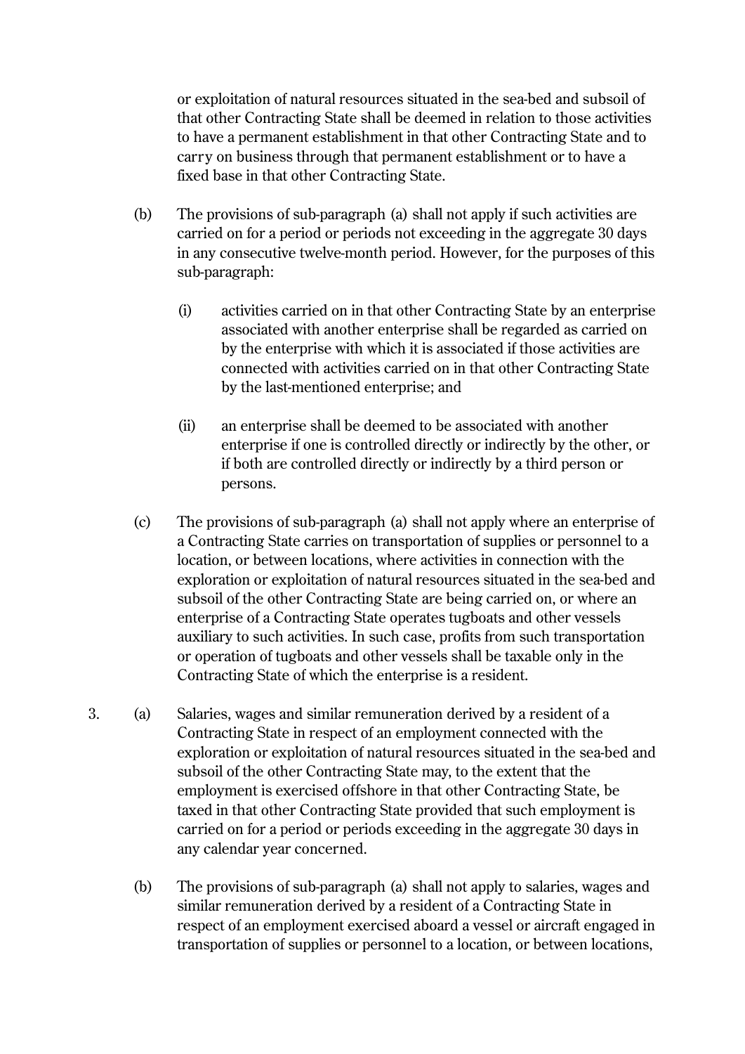or exploitation of natural resources situated in the sea-bed and subsoil of that other Contracting State shall be deemed in relation to those activities to have a permanent establishment in that other Contracting State and to carry on business through that permanent establishment or to have a fixed base in that other Contracting State.

(b) The provisions of sub-paragraph (a) shall not apply if such activities are carried on for a period or periods not exceeding in the aggregate 30 days in any consecutive twelve-month period. However, for the purposes of this sub-paragraph:

(i) activities carried on in that other Contracting State by an enterprise associated with another enterprise shall be regarded as carried on by the enterprise with which it is associated if those activities are connected with activities carried on in that other Contracting State by the last-mentioned enterprise; and

(ii) an enterprise shall be deemed to be associated with another enterprise if one is controlled directly or indirectly by the other, or if both are controlled directly or indirectly by a third person or persons.

(c) The provisions of sub-paragraph (a) shall not apply where an enterprise of a Contracting State carries on transportation of supplies or personnel to a location, or between locations, where activities in connection with the exploration or exploitation of natural resources situated in the sea-bed and subsoil of the other Contracting State are being carried on, or where an enterprise of a Contracting State operates tugboats and other vessels auxiliary to such activities. In such case, profits from such transportation or operation of tugboats and other vessels shall be taxable only in the Contracting State of which the enterprise is a resident.

3. (a) Salaries, wages and similar remuneration derived by a resident of a Contracting State in respect of an employment connected with the exploration or exploitation of natural resources situated in the sea-bed and subsoil of the other Contracting State may, to the extent that the employment is exercised offshore in that other Contracting State, be taxed in that other Contracting State provided that such employment is carried on for a period or periods exceeding in the aggregate 30 days in any calendar year concerned.

(b) The provisions of sub-paragraph (a) shall not apply to salaries, wages and similar remuneration derived by a resident of a Contracting State in respect of an employment exercised aboard a vessel or aircraft engaged in transportation of supplies or personnel to a location, or between locations,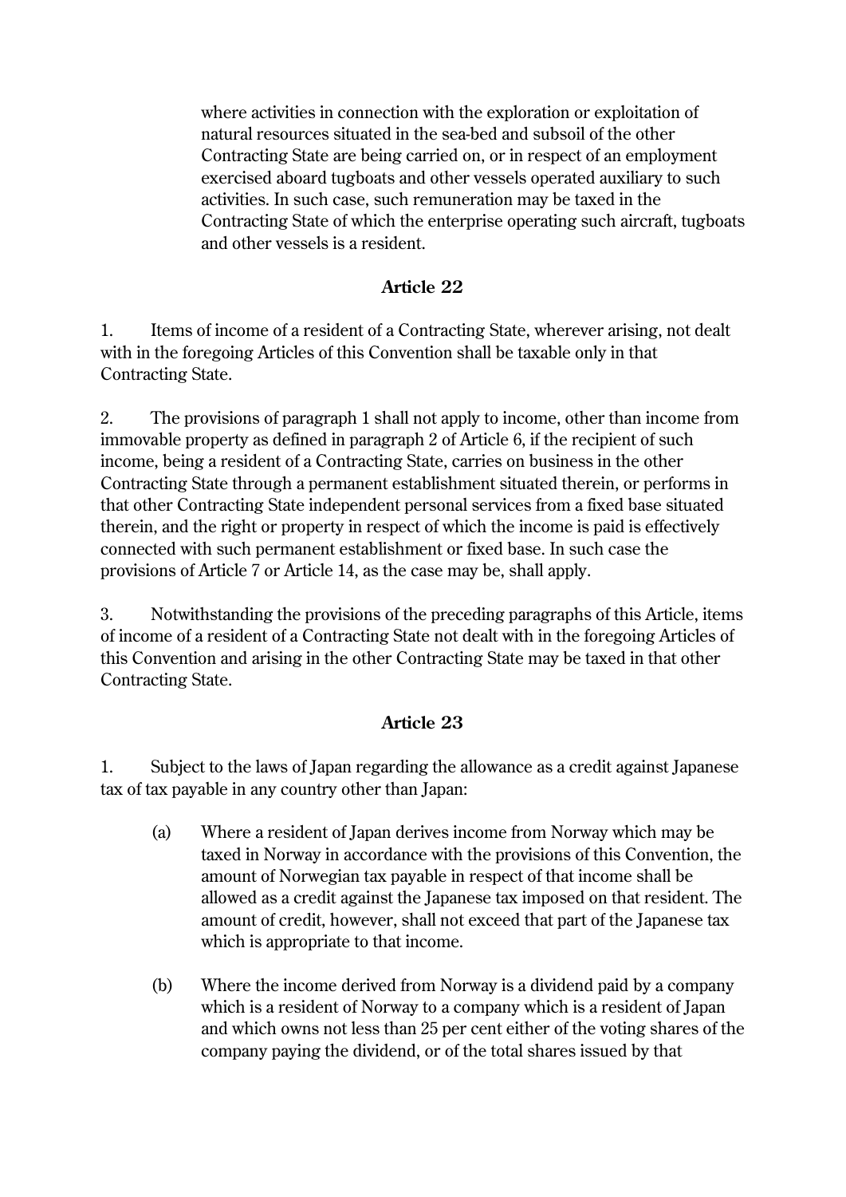where activities in connection with the exploration or exploitation of natural resources situated in the sea-bed and subsoil of the other Contracting State are being carried on, or in respect of an employment exercised aboard tugboats and other vessels operated auxiliary to such activities. In such case, such remuneration may be taxed in the Contracting State of which the enterprise operating such aircraft, tugboats and other vessels is a resident.

## Article 22

1. Items of income of a resident of a Contracting State, wherever arising, not dealt with in the foregoing Articles of this Convention shall be taxable only in that Contracting State.

2. The provisions of paragraph 1 shall not apply to income, other than income from immovable property as defined in paragraph 2 of Article 6, if the recipient of such income, being a resident of a Contracting State, carries on business in the other Contracting State through a permanent establishment situated therein, or performs in that other Contracting State independent personal services from a fixed base situated therein, and the right or property in respect of which the income is paid is effectively connected with such permanent establishment or fixed base. In such case the provisions of Article 7 or Article 14, as the case may be, shall apply.

3. Notwithstanding the provisions of the preceding paragraphs of this Article, items of income of a resident of a Contracting State not dealt with in the foregoing Articles of this Convention and arising in the other Contracting State may be taxed in that other Contracting State.

## Article 23

1. Subject to the laws of Japan regarding the allowance as a credit against Japanese tax of tax payable in any country other than Japan:

(a) Where a resident of Japan derives income from Norway which may be taxed in Norway in accordance with the provisions of this Convention, the amount of Norwegian tax payable in respect of that income shall be allowed as a credit against the Japanese tax imposed on that resident. The amount of credit, however, shall not exceed that part of the Japanese tax which is appropriate to that income.

(b) Where the income derived from Norway is a dividend paid by a company which is a resident of Norway to a company which is a resident of Japan and which owns not less than 25 per cent either of the voting shares of the company paying the dividend, or of the total shares issued by that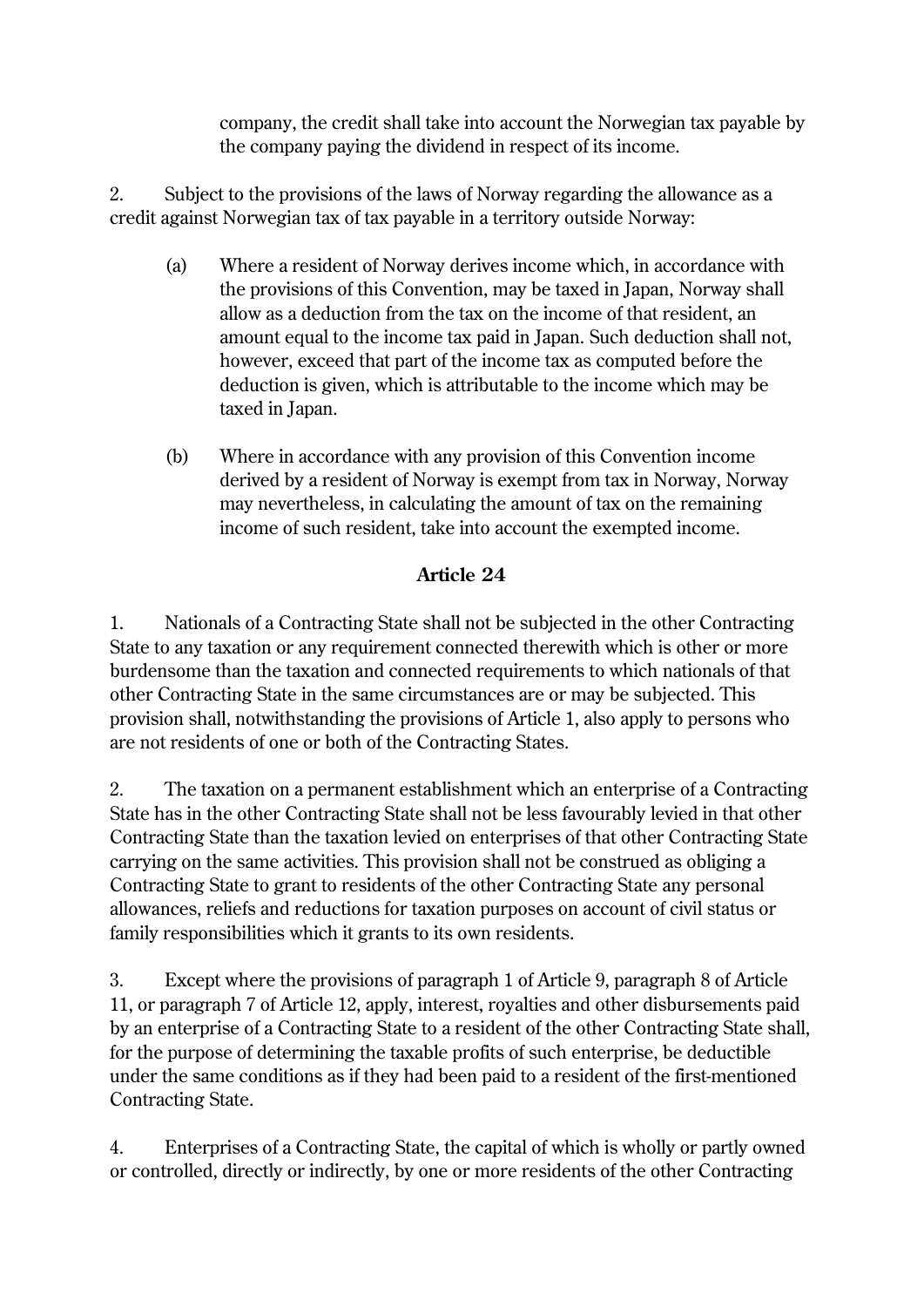company, the credit shall take into account the Norwegian tax payable by the company paying the dividend in respect of its income.

2. Subject to the provisions of the laws of Norway regarding the allowance as a credit against Norwegian tax of tax payable in a territory outside Norway:

(a) Where a resident of Norway derives income which, in accordance with the provisions of this Convention, may be taxed in Japan, Norway shall allow as a deduction from the tax on the income of that resident, an amount equal to the income tax paid in Japan. Such deduction shall not, however, exceed that part of the income tax as computed before the deduction is given, which is attributable to the income which may be taxed in Japan.

(b) Where in accordance with any provision of this Convention income derived by a resident of Norway is exempt from tax in Norway, Norway may nevertheless, in calculating the amount of tax on the remaining income of such resident, take into account the exempted income.

**Article 24**

1. Nationals of a Contracting State shall not be subjected in the other Contracting State to any taxation or any requirement connected therewith which is other or more burdensome than the taxation and connected requirements to which nationals of that other Contracting State in the same circumstances are or may be subjected. This provision shall, notwithstanding the provisions of Article 1, also apply to persons who are not residents of one or both of the Contracting States.

2. The taxation on a permanent establishment which an enterprise of a Contracting State has in the other Contracting State shall not be less favourably levied in that other Contracting State than the taxation levied on enterprises of that other Contracting State carrying on the same activities. This provision shall not be construed as obliging a Contracting State to grant to residents of the other Contracting State any personal allowances, reliefs and reductions for taxation purposes on account of civil status or family responsibilities which it grants to its own residents.

3. Except where the provisions of paragraph 1 of Article 9, paragraph 8 of Article 11, or paragraph 7 of Article 12, apply, interest, royalties and other disbursements paid by an enterprise of a Contracting State to a resident of the other Contracting State shall, for the purpose of determining the taxable profits of such enterprise, be deductible under the same conditions as if they had been paid to a resident of the first-mentioned Contracting State.

4. Enterprises of a Contracting State, the capital of which is wholly or partly owned or controlled, directly or indirectly, by one or more residents of the other Contracting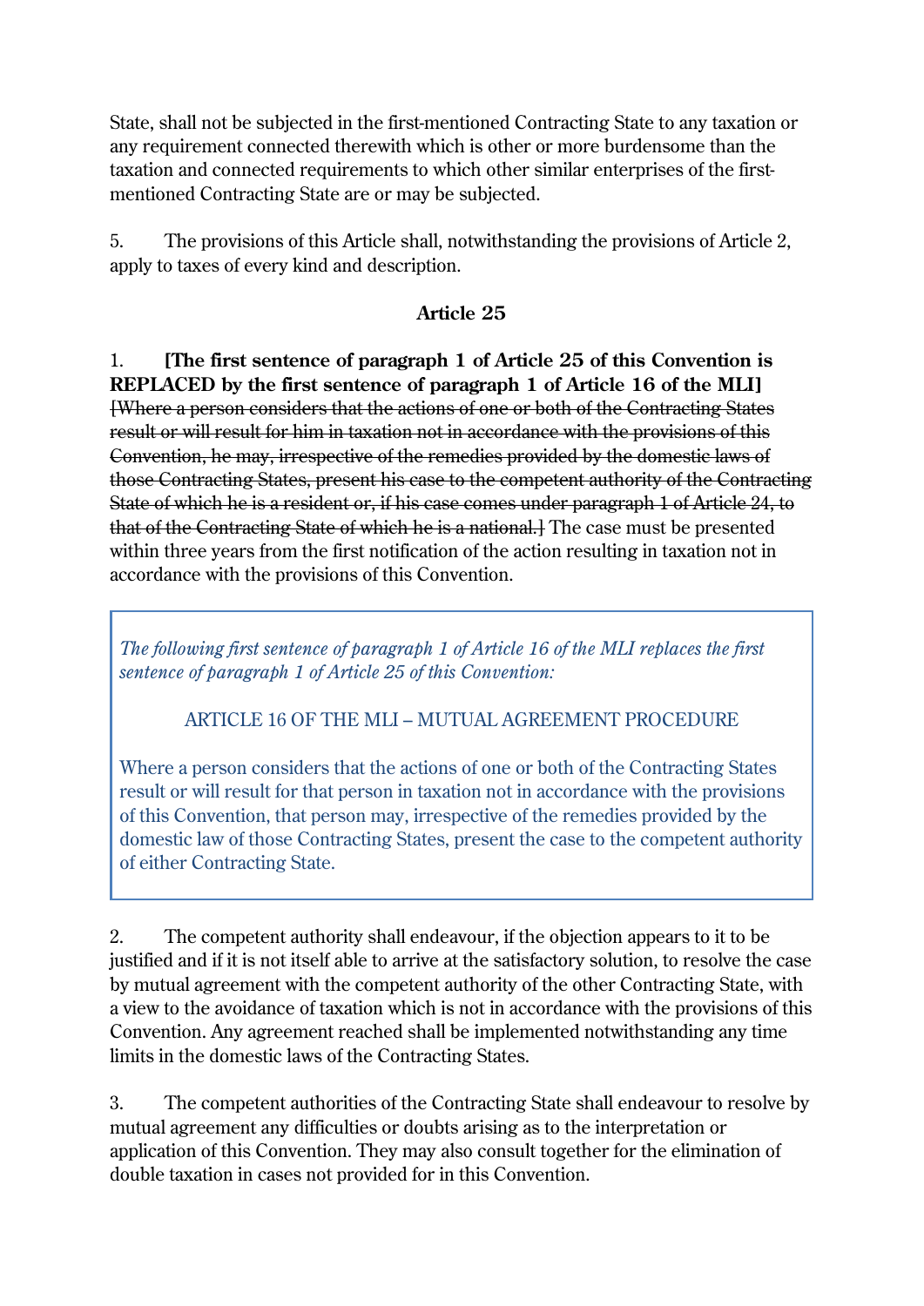State, shall not be subjected in the first-mentioned Contracting State to any taxation or any requirement connected therewith which is other or more burdensome than the taxation and connected requirements to which other similar enterprises of the first-mentioned Contracting State are or may be subjected.

5. The provisions of this Article shall, notwithstanding the provisions of Article 2, apply to taxes of every kind and description.

## Article 25

1. **[The first sentence of paragraph 1 of Article 25 of this Convention is REPLACED by the first sentence of paragraph 1 of Article 16 of the MLI]** ~~[Where a person considers that the actions of one or both of the Contracting States result or will result for him in taxation not in accordance with the provisions of this Convention, he may, irrespective of the remedies provided by the domestic laws of those Contracting States, present his case to the competent authority of the Contracting State of which he is a resident or, if his case comes under paragraph 1 of Article 24, to that of the Contracting State of which he is a national.]~~ The case must be presented within three years from the first notification of the action resulting in taxation not in accordance with the provisions of this Convention.

> *The following first sentence of paragraph 1 of Article 16 of the MLI replaces the first sentence of paragraph 1 of Article 25 of this Convention:*
>
> ARTICLE 16 OF THE MLI – MUTUAL AGREEMENT PROCEDURE
>
> Where a person considers that the actions of one or both of the Contracting States result or will result for that person in taxation not in accordance with the provisions of this Convention, that person may, irrespective of the remedies provided by the domestic law of those Contracting States, present the case to the competent authority of either Contracting State.

2. The competent authority shall endeavour, if the objection appears to it to be justified and if it is not itself able to arrive at the satisfactory solution, to resolve the case by mutual agreement with the competent authority of the other Contracting State, with a view to the avoidance of taxation which is not in accordance with the provisions of this Convention. Any agreement reached shall be implemented notwithstanding any time limits in the domestic laws of the Contracting States.

3. The competent authorities of the Contracting State shall endeavour to resolve by mutual agreement any difficulties or doubts arising as to the interpretation or application of this Convention. They may also consult together for the elimination of double taxation in cases not provided for in this Convention.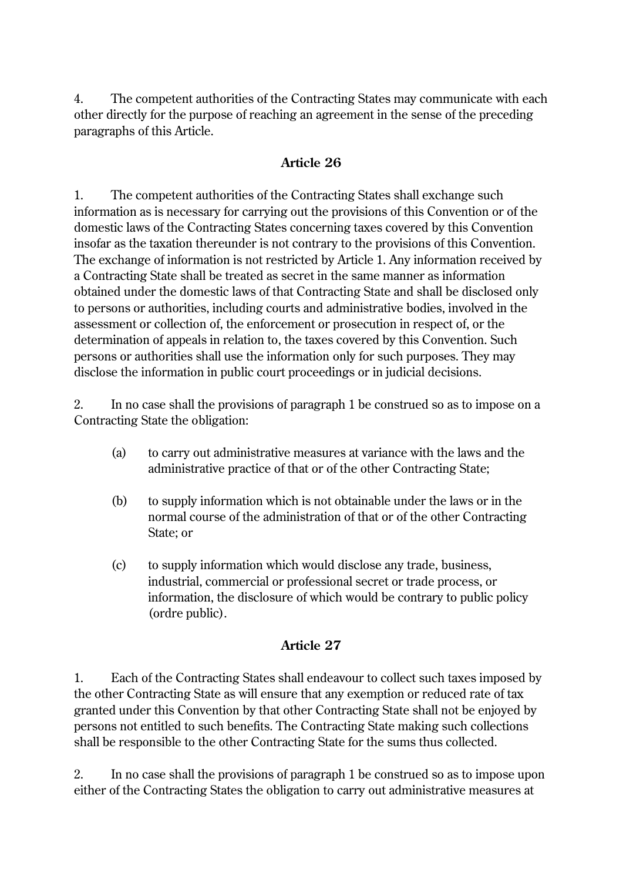4. The competent authorities of the Contracting States may communicate with each other directly for the purpose of reaching an agreement in the sense of the preceding paragraphs of this Article.

### Article 26

1. The competent authorities of the Contracting States shall exchange such information as is necessary for carrying out the provisions of this Convention or of the domestic laws of the Contracting States concerning taxes covered by this Convention insofar as the taxation thereunder is not contrary to the provisions of this Convention. The exchange of information is not restricted by Article 1. Any information received by a Contracting State shall be treated as secret in the same manner as information obtained under the domestic laws of that Contracting State and shall be disclosed only to persons or authorities, including courts and administrative bodies, involved in the assessment or collection of, the enforcement or prosecution in respect of, or the determination of appeals in relation to, the taxes covered by this Convention. Such persons or authorities shall use the information only for such purposes. They may disclose the information in public court proceedings or in judicial decisions.

2. In no case shall the provisions of paragraph 1 be construed so as to impose on a Contracting State the obligation:

   (a) to carry out administrative measures at variance with the laws and the administrative practice of that or of the other Contracting State;

   (b) to supply information which is not obtainable under the laws or in the normal course of the administration of that or of the other Contracting State; or

   (c) to supply information which would disclose any trade, business, industrial, commercial or professional secret or trade process, or information, the disclosure of which would be contrary to public policy (ordre public).

### Article 27

1. Each of the Contracting States shall endeavour to collect such taxes imposed by the other Contracting State as will ensure that any exemption or reduced rate of tax granted under this Convention by that other Contracting State shall not be enjoyed by persons not entitled to such benefits. The Contracting State making such collections shall be responsible to the other Contracting State for the sums thus collected.

2. In no case shall the provisions of paragraph 1 be construed so as to impose upon either of the Contracting States the obligation to carry out administrative measures at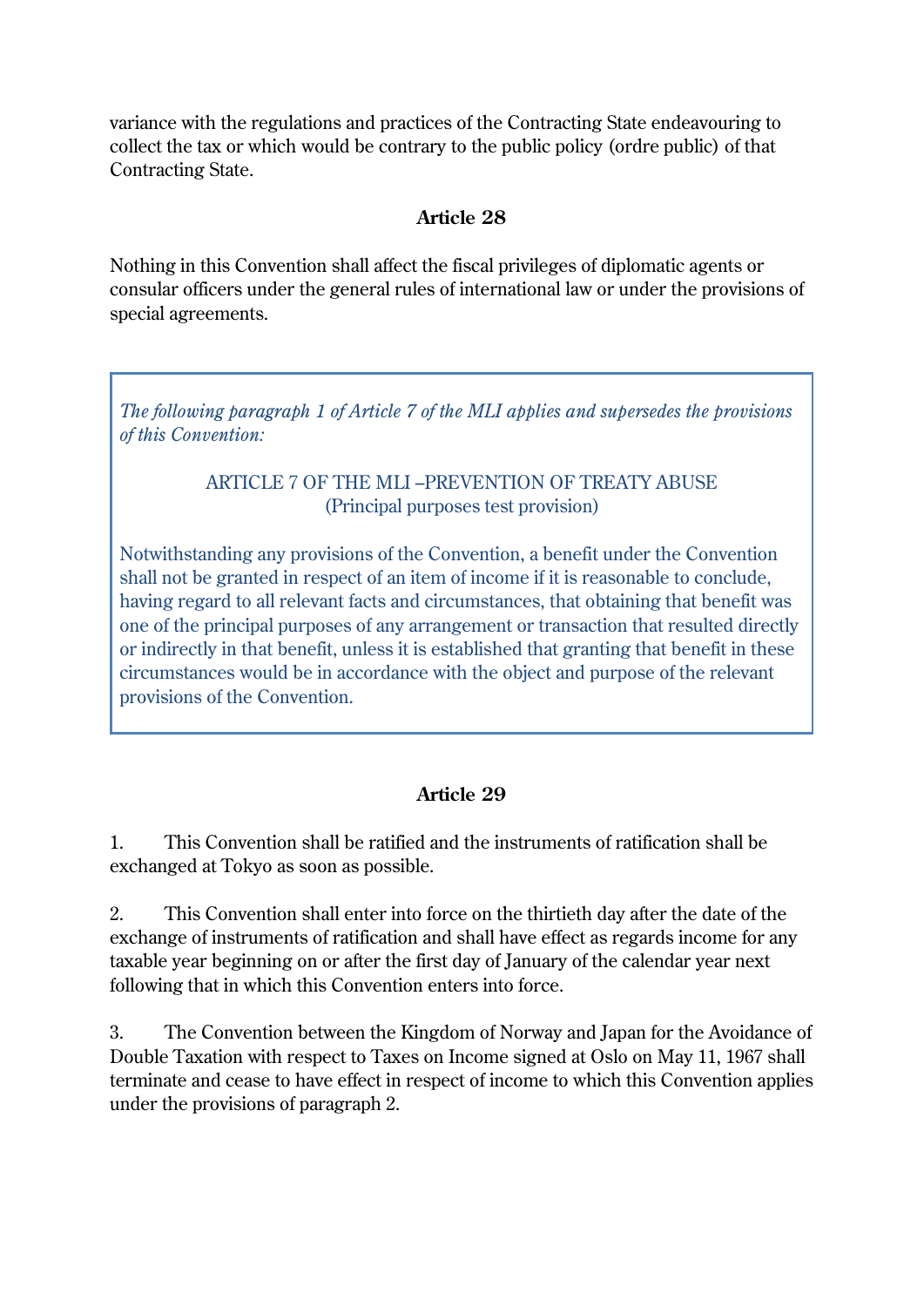variance with the regulations and practices of the Contracting State endeavouring to collect the tax or which would be contrary to the public policy (ordre public) of that Contracting State.

### Article 28

Nothing in this Convention shall affect the fiscal privileges of diplomatic agents or consular officers under the general rules of international law or under the provisions of special agreements.

> *The following paragraph 1 of Article 7 of the MLI applies and supersedes the provisions of this Convention:*
>
> ARTICLE 7 OF THE MLI –PREVENTION OF TREATY ABUSE
> (Principal purposes test provision)
>
> Notwithstanding any provisions of the Convention, a benefit under the Convention shall not be granted in respect of an item of income if it is reasonable to conclude, having regard to all relevant facts and circumstances, that obtaining that benefit was one of the principal purposes of any arrangement or transaction that resulted directly or indirectly in that benefit, unless it is established that granting that benefit in these circumstances would be in accordance with the object and purpose of the relevant provisions of the Convention.

### Article 29

1. This Convention shall be ratified and the instruments of ratification shall be exchanged at Tokyo as soon as possible.

2. This Convention shall enter into force on the thirtieth day after the date of the exchange of instruments of ratification and shall have effect as regards income for any taxable year beginning on or after the first day of January of the calendar year next following that in which this Convention enters into force.

3. The Convention between the Kingdom of Norway and Japan for the Avoidance of Double Taxation with respect to Taxes on Income signed at Oslo on May 11, 1967 shall terminate and cease to have effect in respect of income to which this Convention applies under the provisions of paragraph 2.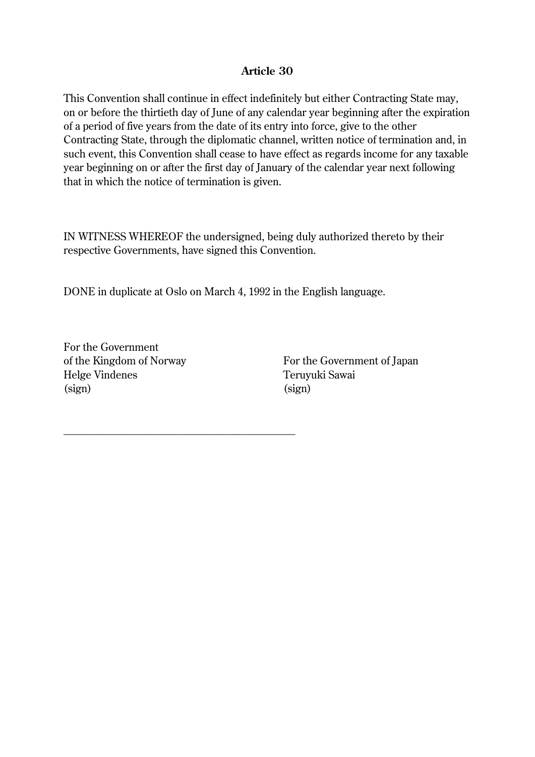### Article 30

This Convention shall continue in effect indefinitely but either Contracting State may, on or before the thirtieth day of June of any calendar year beginning after the expiration of a period of five years from the date of its entry into force, give to the other Contracting State, through the diplomatic channel, written notice of termination and, in such event, this Convention shall cease to have effect as regards income for any taxable year beginning on or after the first day of January of the calendar year next following that in which the notice of termination is given.

IN WITNESS WHEREOF the undersigned, being duly authorized thereto by their respective Governments, have signed this Convention.

DONE in duplicate at Oslo on March 4, 1992 in the English language.

| For the Government of the Kingdom of Norway | For the Government of Japan |
|---|---|
| Helge Vindenes | Teruyuki Sawai |
| (sign) | (sign) |

______________________________________________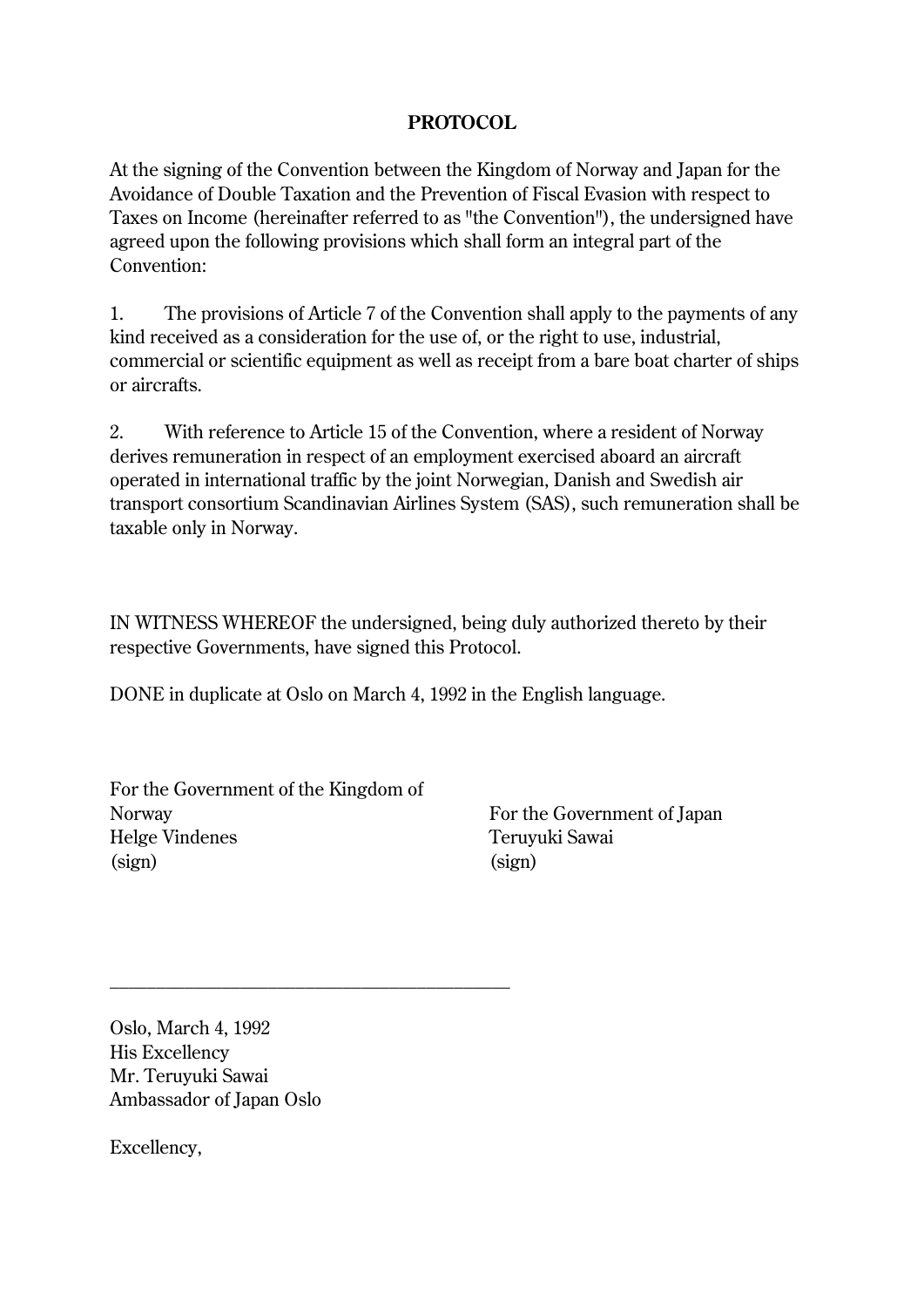**PROTOCOL**

At the signing of the Convention between the Kingdom of Norway and Japan for the Avoidance of Double Taxation and the Prevention of Fiscal Evasion with respect to Taxes on Income (hereinafter referred to as "the Convention"), the undersigned have agreed upon the following provisions which shall form an integral part of the Convention:

1. The provisions of Article 7 of the Convention shall apply to the payments of any kind received as a consideration for the use of, or the right to use, industrial, commercial or scientific equipment as well as receipt from a bare boat charter of ships or aircrafts.

2. With reference to Article 15 of the Convention, where a resident of Norway derives remuneration in respect of an employment exercised aboard an aircraft operated in international traffic by the joint Norwegian, Danish and Swedish air transport consortium Scandinavian Airlines System (SAS), such remuneration shall be taxable only in Norway.

IN WITNESS WHEREOF the undersigned, being duly authorized thereto by their respective Governments, have signed this Protocol.

DONE in duplicate at Oslo on March 4, 1992 in the English language.

For the Government of the Kingdom of Norway
Helge Vindenes
(sign)

For the Government of Japan
Teruyuki Sawai
(sign)

---

Oslo, March 4, 1992
His Excellency
Mr. Teruyuki Sawai
Ambassador of Japan Oslo

Excellency,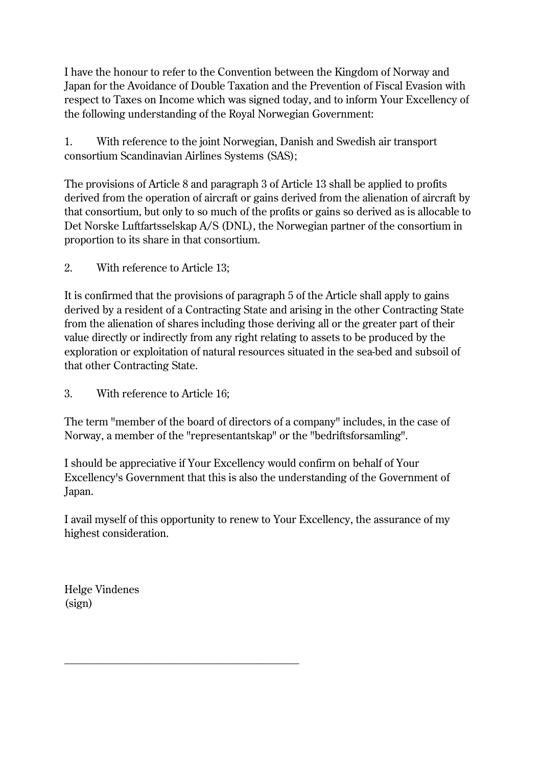I have the honour to refer to the Convention between the Kingdom of Norway and Japan for the Avoidance of Double Taxation and the Prevention of Fiscal Evasion with respect to Taxes on Income which was signed today, and to inform Your Excellency of the following understanding of the Royal Norwegian Government:

1. With reference to the joint Norwegian, Danish and Swedish air transport consortium Scandinavian Airlines Systems (SAS);

The provisions of Article 8 and paragraph 3 of Article 13 shall be applied to profits derived from the operation of aircraft or gains derived from the alienation of aircraft by that consortium, but only to so much of the profits or gains so derived as is allocable to Det Norske Luftfartsselskap A/S (DNL), the Norwegian partner of the consortium in proportion to its share in that consortium.

2. With reference to Article 13;

It is confirmed that the provisions of paragraph 5 of the Article shall apply to gains derived by a resident of a Contracting State and arising in the other Contracting State from the alienation of shares including those deriving all or the greater part of their value directly or indirectly from any right relating to assets to be produced by the exploration or exploitation of natural resources situated in the sea-bed and subsoil of that other Contracting State.

3. With reference to Article 16;

The term "member of the board of directors of a company" includes, in the case of Norway, a member of the "representantskap" or the "bedriftsforsamling".

I should be appreciative if Your Excellency would confirm on behalf of Your Excellency's Government that this is also the understanding of the Government of Japan.

I avail myself of this opportunity to renew to Your Excellency, the assurance of my highest consideration.

Helge Vindenes
(sign)

---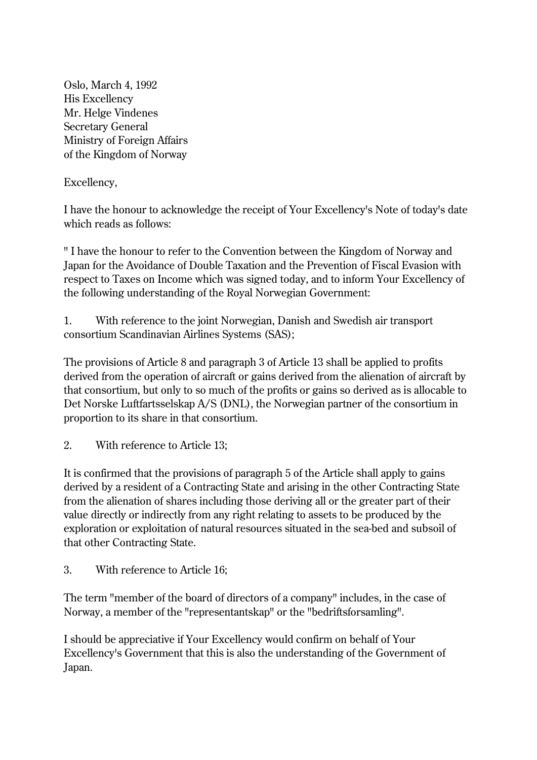Oslo, March 4, 1992
His Excellency
Mr. Helge Vindenes
Secretary General
Ministry of Foreign Affairs
of the Kingdom of Norway

Excellency,

I have the honour to acknowledge the receipt of Your Excellency's Note of today's date which reads as follows:

" I have the honour to refer to the Convention between the Kingdom of Norway and Japan for the Avoidance of Double Taxation and the Prevention of Fiscal Evasion with respect to Taxes on Income which was signed today, and to inform Your Excellency of the following understanding of the Royal Norwegian Government:

1. With reference to the joint Norwegian, Danish and Swedish air transport consortium Scandinavian Airlines Systems (SAS);

The provisions of Article 8 and paragraph 3 of Article 13 shall be applied to profits derived from the operation of aircraft or gains derived from the alienation of aircraft by that consortium, but only to so much of the profits or gains so derived as is allocable to Det Norske Luftfartsselskap A/S (DNL), the Norwegian partner of the consortium in proportion to its share in that consortium.

2. With reference to Article 13;

It is confirmed that the provisions of paragraph 5 of the Article shall apply to gains derived by a resident of a Contracting State and arising in the other Contracting State from the alienation of shares including those deriving all or the greater part of their value directly or indirectly from any right relating to assets to be produced by the exploration or exploitation of natural resources situated in the sea-bed and subsoil of that other Contracting State.

3. With reference to Article 16;

The term "member of the board of directors of a company" includes, in the case of Norway, a member of the "representantskap" or the "bedriftsforsamling".

I should be appreciative if Your Excellency would confirm on behalf of Your Excellency's Government that this is also the understanding of the Government of Japan.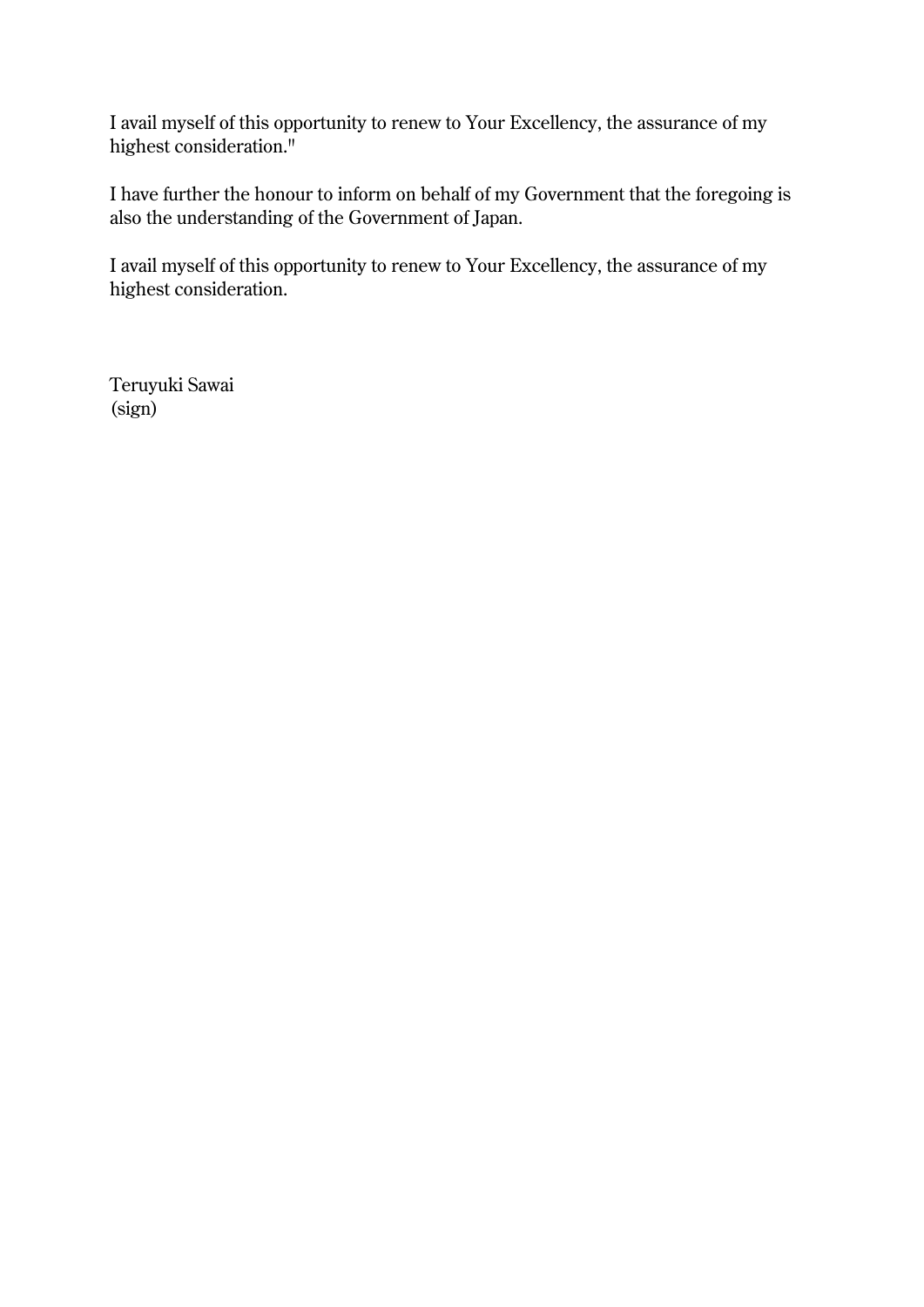I avail myself of this opportunity to renew to Your Excellency, the assurance of my highest consideration."

I have further the honour to inform on behalf of my Government that the foregoing is also the understanding of the Government of Japan.

I avail myself of this opportunity to renew to Your Excellency, the assurance of my highest consideration.

Teruyuki Sawai  
(sign)